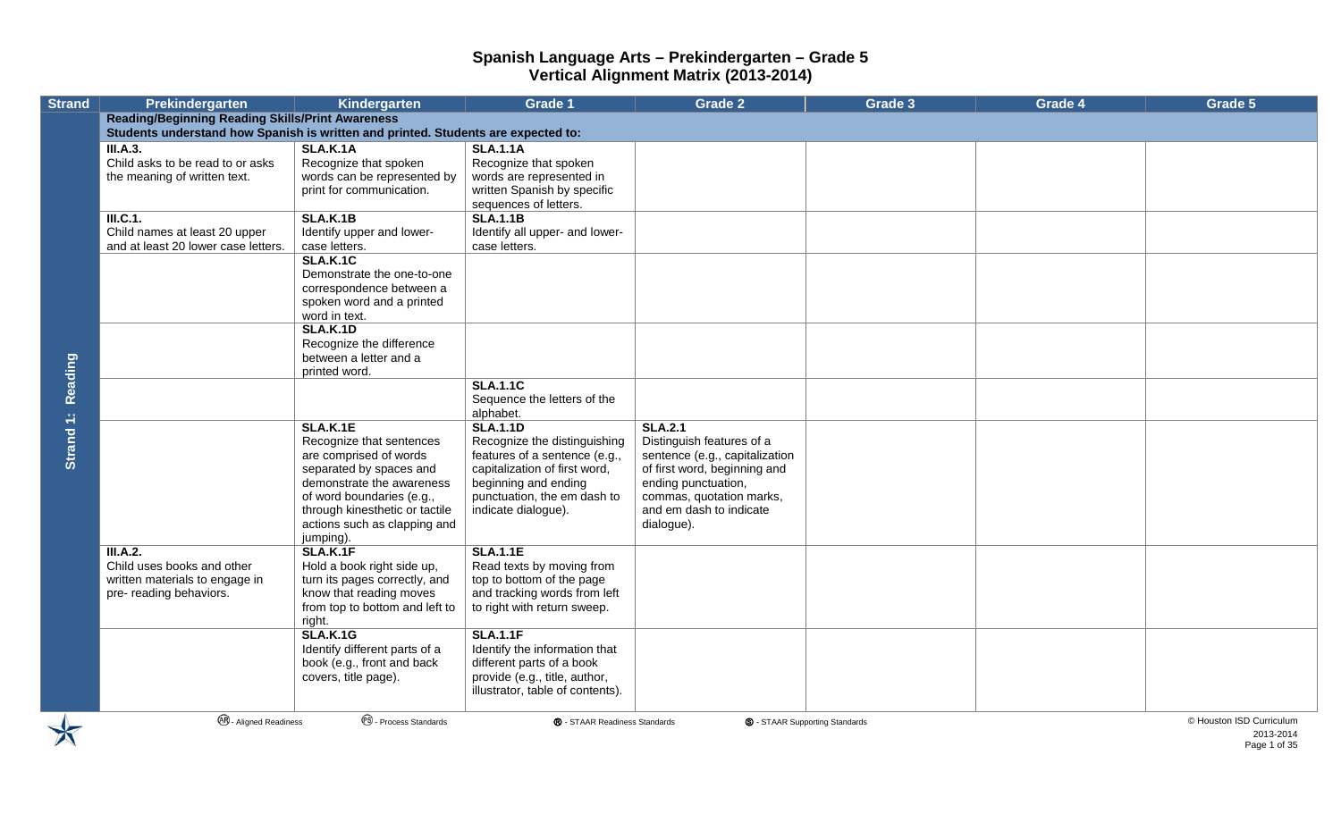# Spanish Language Arts – Prekindergarten – Grade 5
## Vertical Alignment Matrix (2013-2014)

| Strand | Prekindergarten | Kindergarten | Grade 1 | Grade 2 | Grade 3 | Grade 4 | Grade 5 |
|---|---|---|---|---|---|---|---|
| Strand 1: Reading | **Reading/Beginning Reading Skills/Print Awareness** **Students understand how Spanish is written and printed. Students are expected to:** | | | | | | |
| | **III.A.3.** Child asks to be read to or asks the meaning of written text. | **SLA.K.1A** Recognize that spoken words can be represented by print for communication. | **SLA.1.1A** Recognize that spoken words are represented in written Spanish by specific sequences of letters. | | | | |
| | **III.C.1.** Child names at least 20 upper and at least 20 lower case letters. | **SLA.K.1B** Identify upper and lower-case letters. | **SLA.1.1B** Identify all upper- and lower-case letters. | | | | |
| | | **SLA.K.1C** Demonstrate the one-to-one correspondence between a spoken word and a printed word in text. | | | | | |
| | | **SLA.K.1D** Recognize the difference between a letter and a printed word. | | | | | |
| | | | **SLA.1.1C** Sequence the letters of the alphabet. | | | | |
| | | **SLA.K.1E** Recognize that sentences are comprised of words separated by spaces and demonstrate the awareness of word boundaries (e.g., through kinesthetic or tactile actions such as clapping and jumping). | **SLA.1.1D** Recognize the distinguishing features of a sentence (e.g., capitalization of first word, beginning and ending punctuation, the em dash to indicate dialogue). | **SLA.2.1** Distinguish features of a sentence (e.g., capitalization of first word, beginning and ending punctuation, commas, quotation marks, and em dash to indicate dialogue). | | | |
| | **III.A.2.** Child uses books and other written materials to engage in pre- reading behaviors. | **SLA.K.1F** Hold a book right side up, turn its pages correctly, and know that reading moves from top to bottom and left to right. | **SLA.1.1E** Read texts by moving from top to bottom of the page and tracking words from left to right with return sweep. | | | | |
| | | **SLA.K.1G** Identify different parts of a book (e.g., front and back covers, title page). | **SLA.1.1F** Identify the information that different parts of a book provide (e.g., title, author, illustrator, table of contents). | | | | |

AR - Aligned Readiness  PS - Process Standards  R - STAAR Readiness Standards  S - STAAR Supporting Standards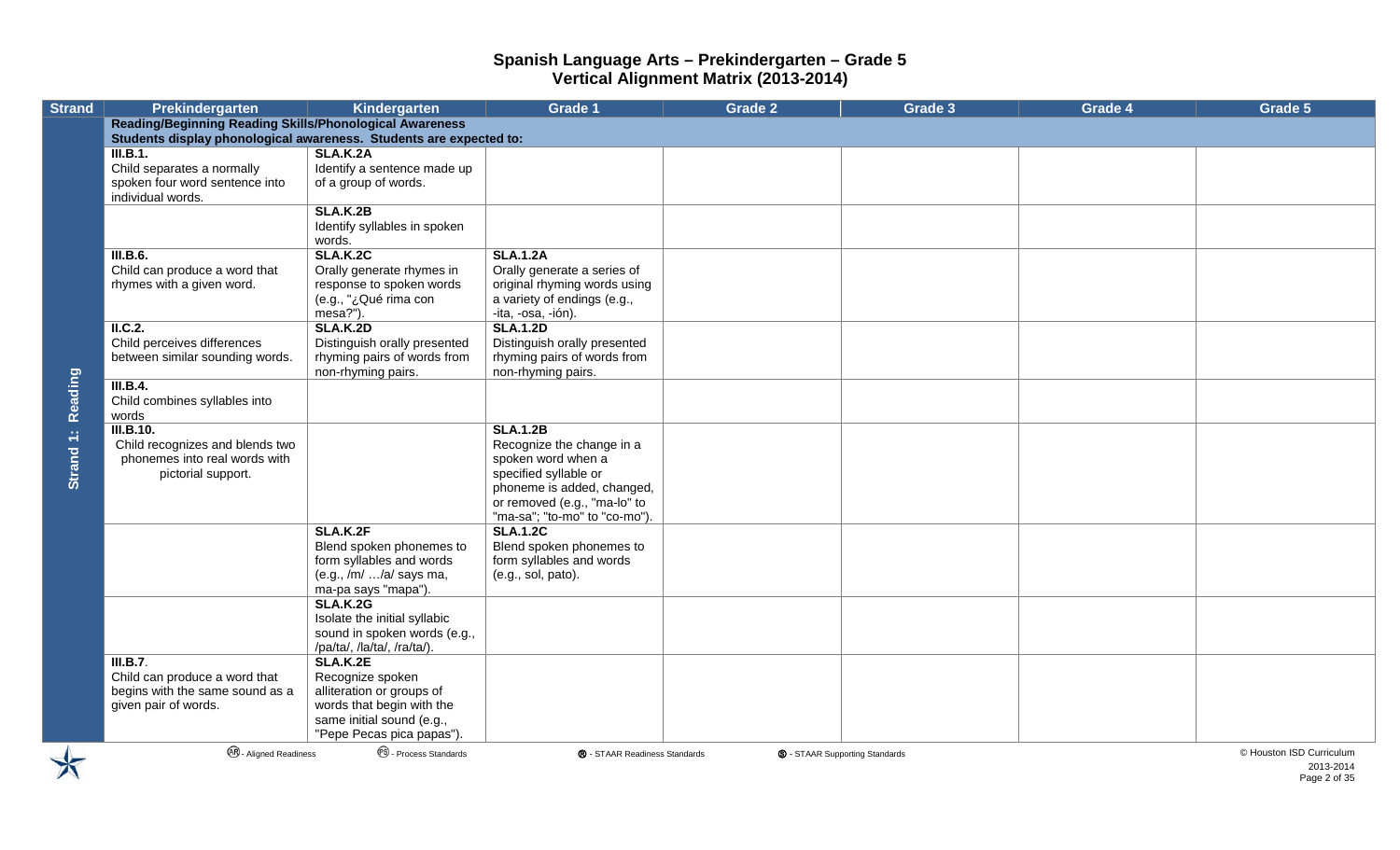# Spanish Language Arts – Prekindergarten – Grade 5
## Vertical Alignment Matrix (2013-2014)

| Strand | Prekindergarten | Kindergarten | Grade 1 | Grade 2 | Grade 3 | Grade 4 | Grade 5 |
|---|---|---|---|---|---|---|---|
| Strand 1: Reading | **Reading/Beginning Reading Skills/Phonological Awareness** Students display phonological awareness. Students are expected to: | | | | | | |
| | **III.B.1.** Child separates a normally spoken four word sentence into individual words. | **SLA.K.2A** Identify a sentence made up of a group of words. | | | | | |
| | | **SLA.K.2B** Identify syllables in spoken words. | | | | | |
| | **III.B.6.** Child can produce a word that rhymes with a given word. | **SLA.K.2C** Orally generate rhymes in response to spoken words (e.g., "¿Qué rima con mesa?"). | **SLA.1.2A** Orally generate a series of original rhyming words using a variety of endings (e.g., -ita, -osa, -ión). | | | | |
| | **II.C.2.** Child perceives differences between similar sounding words. | **SLA.K.2D** Distinguish orally presented rhyming pairs of words from non-rhyming pairs. | **SLA.1.2D** Distinguish orally presented rhyming pairs of words from non-rhyming pairs. | | | | |
| | **III.B.4.** Child combines syllables into words | | | | | | |
| | **III.B.10.** Child recognizes and blends two phonemes into real words with pictorial support. | | **SLA.1.2B** Recognize the change in a spoken word when a specified syllable or phoneme is added, changed, or removed (e.g., "ma-lo" to "ma-sa"; "to-mo" to "co-mo"). | | | | |
| | | **SLA.K.2F** Blend spoken phonemes to form syllables and words (e.g., /m/ …/a/ says ma, ma-pa says "mapa"). | **SLA.1.2C** Blend spoken phonemes to form syllables and words (e.g., sol, pato). | | | | |
| | | **SLA.K.2G** Isolate the initial syllabic sound in spoken words (e.g., /pa/ta/, /la/ta/, /ra/ta/). | | | | | |
| | **III.B.7**. Child can produce a word that begins with the same sound as a given pair of words. | **SLA.K.2E** Recognize spoken alliteration or groups of words that begin with the same initial sound (e.g., "Pepe Pecas pica papas"). | | | | | |

AR - Aligned Readiness | PS - Process Standards | R - STAAR Readiness Standards | S - STAAR Supporting Standards

© Houston ISD Curriculum 2013-2014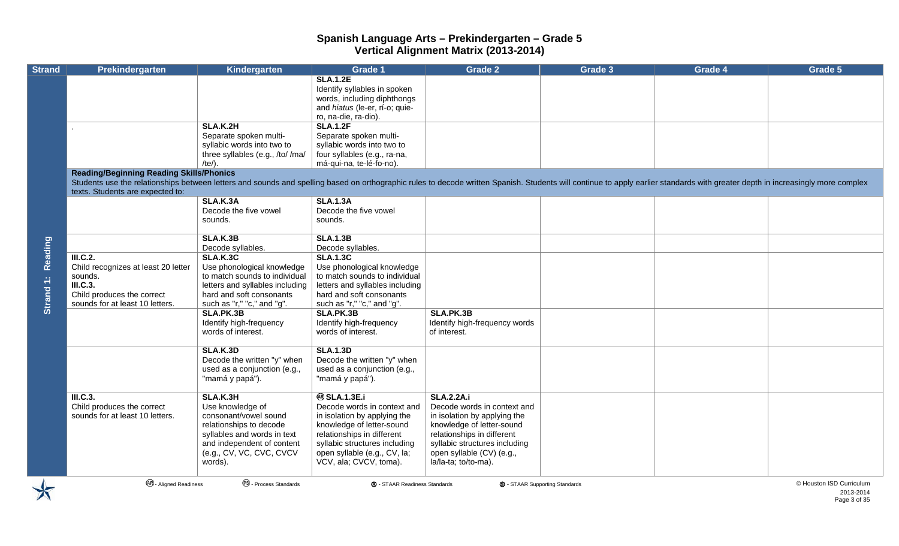# Spanish Language Arts – Prekindergarten – Grade 5
## Vertical Alignment Matrix (2013-2014)

| Strand | Prekindergarten | Kindergarten | Grade 1 | Grade 2 | Grade 3 | Grade 4 | Grade 5 |
|---|---|---|---|---|---|---|---|
| Strand 1: Reading | | | **SLA.1.2E** Identify syllables in spoken words, including diphthongs and *hiatus* (le-er, rí-o; quie-ro, na-die, ra-dio). | | | | |
| | . | **SLA.K.2H** Separate spoken multi-syllabic words into two to three syllables (e.g., /to/ /ma/ /te/). | **SLA.1.2F** Separate spoken multi-syllabic words into two to four syllables (e.g., ra-na, má-qui-na, te-lé-fo-no). | | | | |
| | **Reading/Beginning Reading Skills/Phonics** Students use the relationships between letters and sounds and spelling based on orthographic rules to decode written Spanish. Students will continue to apply earlier standards with greater depth in increasingly more complex texts. Students are expected to: | | | | | | |
| | | **SLA.K.3A** Decode the five vowel sounds. | **SLA.1.3A** Decode the five vowel sounds. | | | | |
| | | **SLA.K.3B** Decode syllables. | **SLA.1.3B** Decode syllables. | | | | |
| | **III.C.2.** Child recognizes at least 20 letter sounds. **III.C.3.** Child produces the correct sounds for at least 10 letters. | **SLA.K.3C** Use phonological knowledge to match sounds to individual letters and syllables including hard and soft consonants such as "r," "c," and "g". | **SLA.1.3C** Use phonological knowledge to match sounds to individual letters and syllables including hard and soft consonants such as "r," "c," and "g". | | | | |
| | | **SLA.PK.3B** Identify high-frequency words of interest. | **SLA.PK.3B** Identify high-frequency words of interest. | **SLA.PK.3B** Identify high-frequency words of interest. | | | |
| | | **SLA.K.3D** Decode the written "y" when used as a conjunction (e.g., "mamá y papá"). | **SLA.1.3D** Decode the written "y" when used as a conjunction (e.g., "mamá y papá"). | | | | |
| | **III.C.3.** Child produces the correct sounds for at least 10 letters. | **SLA.K.3H** Use knowledge of consonant/vowel sound relationships to decode syllables and words in text and independent of content (e.g., CV, VC, CVC, CVCV words). | (AR) **SLA.1.3E.i** Decode words in context and in isolation by applying the knowledge of letter-sound relationships in different syllabic structures including open syllable (e.g., CV, la; VCV, ala; CVCV, toma). | **SLA.2.2A.i** Decode words in context and in isolation by applying the knowledge of letter-sound relationships in different syllabic structures including open syllable (CV) (e.g., la/la-ta; to/to-ma). | | | |

(AR) - Aligned Readiness (PS) - Process Standards (R) - STAAR Readiness Standards (S) - STAAR Supporting Standards

© Houston ISD Curriculum 2013-2014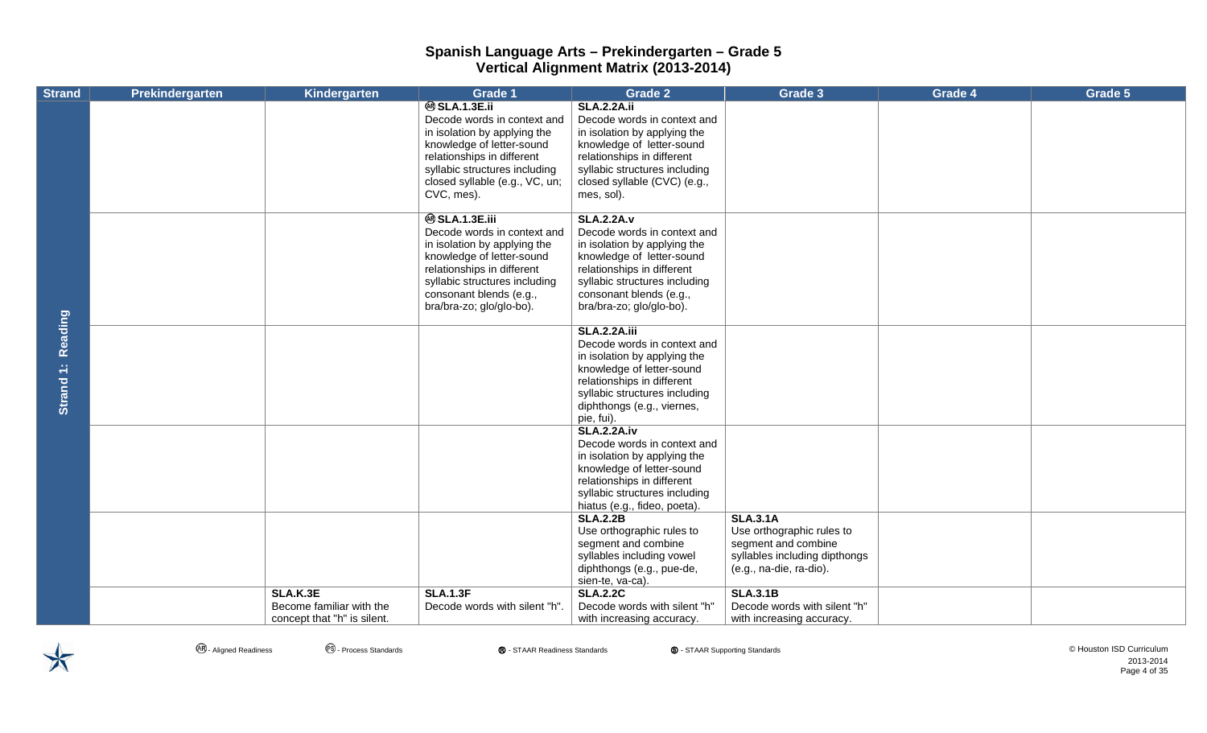# Spanish Language Arts – Prekindergarten – Grade 5
## Vertical Alignment Matrix (2013-2014)

| Strand | Prekindergarten | Kindergarten | Grade 1 | Grade 2 | Grade 3 | Grade 4 | Grade 5 |
|---|---|---|---|---|---|---|---|
| Strand 1: Reading | | | (AR) **SLA.1.3E.ii** Decode words in context and in isolation by applying the knowledge of letter-sound relationships in different syllabic structures including closed syllable (e.g., VC, un; CVC, mes). | **SLA.2.2A.ii** Decode words in context and in isolation by applying the knowledge of letter-sound relationships in different syllabic structures including closed syllable (CVC) (e.g., mes, sol). | | | |
| | | | (AR) **SLA.1.3E.iii** Decode words in context and in isolation by applying the knowledge of letter-sound relationships in different syllabic structures including consonant blends (e.g., bra/bra-zo; glo/glo-bo). | **SLA.2.2A.v** Decode words in context and in isolation by applying the knowledge of letter-sound relationships in different syllabic structures including consonant blends (e.g., bra/bra-zo; glo/glo-bo). | | | |
| | | | | **SLA.2.2A.iii** Decode words in context and in isolation by applying the knowledge of letter-sound relationships in different syllabic structures including diphthongs (e.g., viernes, pie, fui). | | | |
| | | | | **SLA.2.2A.iv** Decode words in context and in isolation by applying the knowledge of letter-sound relationships in different syllabic structures including hiatus (e.g., fideo, poeta). | | | |
| | | | | **SLA.2.2B** Use orthographic rules to segment and combine syllables including vowel diphthongs (e.g., pue-de, sien-te, va-ca). | **SLA.3.1A** Use orthographic rules to segment and combine syllables including dipthongs (e.g., na-die, ra-dio). | | |
| | | **SLA.K.3E** Become familiar with the concept that "h" is silent. | **SLA.1.3F** Decode words with silent "h". | **SLA.2.2C** Decode words with silent "h" with increasing accuracy. | **SLA.3.1B** Decode words with silent "h" with increasing accuracy. | | |

(AR) - Aligned Readiness (PS) - Process Standards (R) - STAAR Readiness Standards (S) - STAAR Supporting Standards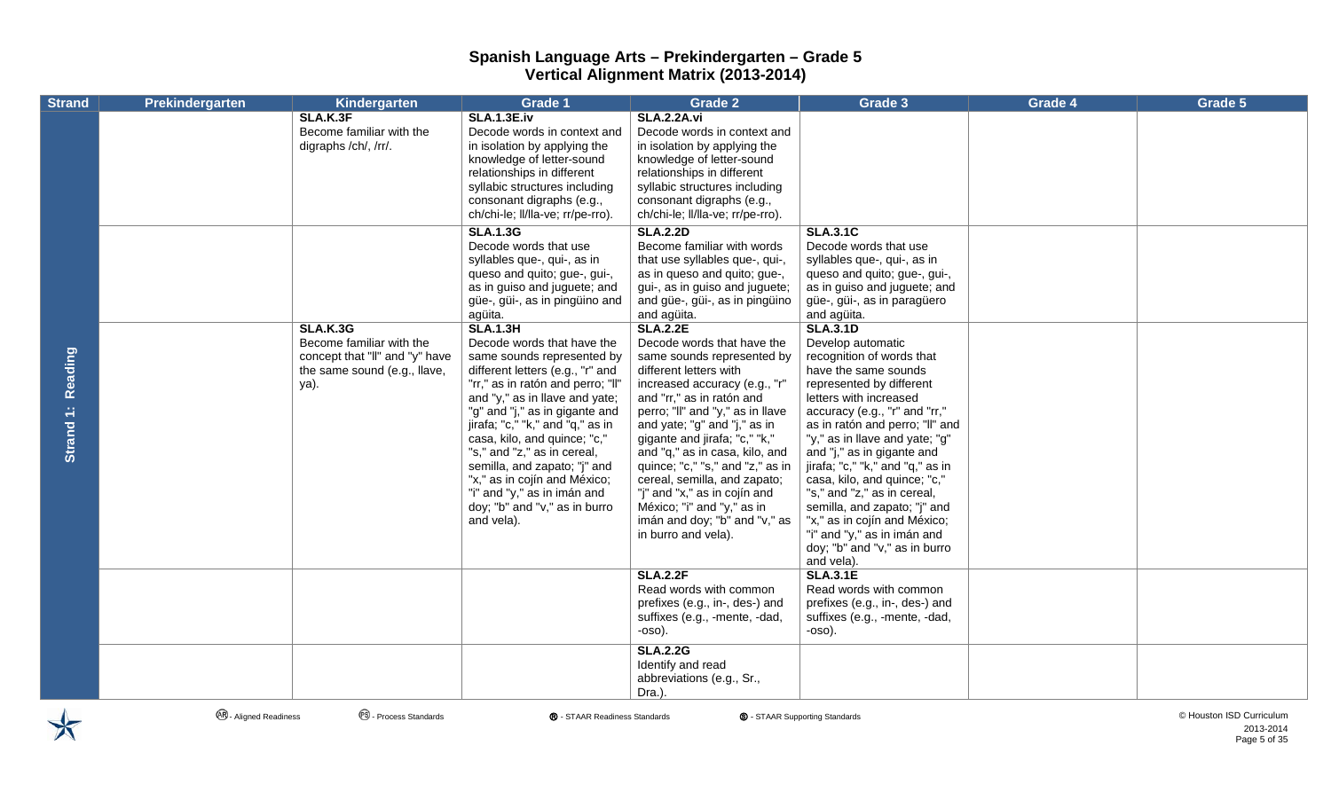# Spanish Language Arts – Prekindergarten – Grade 5
## Vertical Alignment Matrix (2013-2014)

| Strand | Prekindergarten | Kindergarten | Grade 1 | Grade 2 | Grade 3 | Grade 4 | Grade 5 |
|---|---|---|---|---|---|---|---|
| Strand 1: Reading | | **SLA.K.3F** Become familiar with the digraphs /ch/, /rr/. | **SLA.1.3E.iv** Decode words in context and in isolation by applying the knowledge of letter-sound relationships in different syllabic structures including consonant digraphs (e.g., ch/chi-le; ll/lla-ve; rr/pe-rro). | **SLA.2.2A.vi** Decode words in context and in isolation by applying the knowledge of letter-sound relationships in different syllabic structures including consonant digraphs (e.g., ch/chi-le; ll/lla-ve; rr/pe-rro). | | | |
| | | | **SLA.1.3G** Decode words that use syllables que-, qui-, as in queso and quito; gue-, gui-, as in guiso and juguete; and güe-, güi-, as in pingüino and agüita. | **SLA.2.2D** Become familiar with words that use syllables que-, qui-, as in queso and quito; gue-, gui-, as in guiso and juguete; and güe-, güi-, as in pingüino and agüita. | **SLA.3.1C** Decode words that use syllables que-, qui-, as in queso and quito; gue-, gui-, as in guiso and juguete; and güe-, güi-, as in paragüero and agüita. | | |
| | | **SLA.K.3G** Become familiar with the concept that "ll" and "y" have the same sound (e.g., llave, ya). | **SLA.1.3H** Decode words that have the same sounds represented by different letters (e.g., "r" and "rr," as in ratón and perro; "ll" and "y," as in llave and yate; "g" and "j," as in gigante and jirafa; "c," "k," and "q," as in casa, kilo, and quince; "c," "s," and "z," as in cereal, semilla, and zapato; "j" and "x," as in cojín and México; "i" and "y," as in imán and doy; "b" and "v," as in burro and vela). | **SLA.2.2E** Decode words that have the same sounds represented by different letters with increased accuracy (e.g., "r" and "rr," as in ratón and perro; "ll" and "y," as in llave and yate; "g" and "j," as in gigante and jirafa; "c," "k," and "q," as in casa, kilo, and quince; "c," "s," and "z," as in cereal, semilla, and zapato; "j" and "x," as in cojín and México; "i" and "y," as in imán and doy; "b" and "v," as in burro and vela). | **SLA.3.1D** Develop automatic recognition of words that have the same sounds represented by different letters with increased accuracy (e.g., "r" and "rr," as in ratón and perro; "ll" and "y," as in llave and yate; "g" and "j," as in gigante and jirafa; "c," "k," and "q," as in casa, kilo, and quince; "c," "s," and "z," as in cereal, semilla, and zapato; "j" and "x," as in cojín and México; "i" and "y," as in imán and doy; "b" and "v," as in burro and vela). | | |
| | | | | **SLA.2.2F** Read words with common prefixes (e.g., in-, des-) and suffixes (e.g., -mente, -dad, -oso). | **SLA.3.1E** Read words with common prefixes (e.g., in-, des-) and suffixes (e.g., -mente, -dad, -oso). | | |
| | | | | **SLA.2.2G** Identify and read abbreviations (e.g., Sr., Dra.). | | | |

AR - Aligned Readiness PS - Process Standards R - STAAR Readiness Standards S - STAAR Supporting Standards

© Houston ISD Curriculum 2013-2014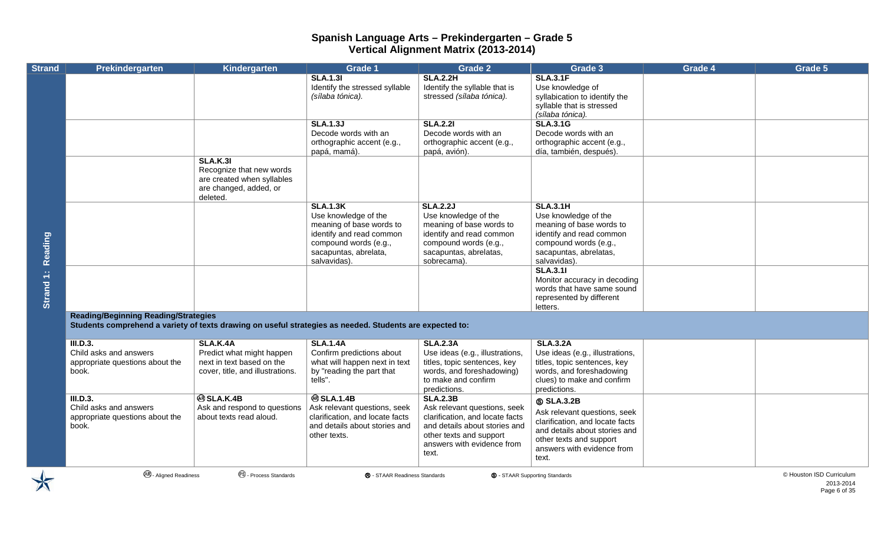# Spanish Language Arts – Prekindergarten – Grade 5
## Vertical Alignment Matrix (2013-2014)

| Strand | Prekindergarten | Kindergarten | Grade 1 | Grade 2 | Grade 3 | Grade 4 | Grade 5 |
|---|---|---|---|---|---|---|---|
| Strand 1: Reading | | | **SLA.1.3I** Identify the stressed syllable *(sílaba tónica).* | **SLA.2.2H** Identify the syllable that is stressed *(sílaba tónica).* | **SLA.3.1F** Use knowledge of syllabication to identify the syllable that is stressed *(sílaba tónica).* | | |
| | | | **SLA.1.3J** Decode words with an orthographic accent (e.g., papá, mamá). | **SLA.2.2I** Decode words with an orthographic accent (e.g., papá, avión). | **SLA.3.1G** Decode words with an orthographic accent (e.g., día, también, después). | | |
| | | **SLA.K.3I** Recognize that new words are created when syllables are changed, added, or deleted. | | | | | |
| | | | **SLA.1.3K** Use knowledge of the meaning of base words to identify and read common compound words (e.g., sacapuntas, abrelata, salvavidas). | **SLA.2.2J** Use knowledge of the meaning of base words to identify and read common compound words (e.g., sacapuntas, abrelatas, sobrecama). | **SLA.3.1H** Use knowledge of the meaning of base words to identify and read common compound words (e.g., sacapuntas, abrelatas, salvavidas). | | |
| | | | | | **SLA.3.1I** Monitor accuracy in decoding words that have same sound represented by different letters. | | |
| | **Reading/Beginning Reading/Strategies** Students comprehend a variety of texts drawing on useful strategies as needed. Students are expected to: | | | | | | |
| | **III.D.3.** Child asks and answers appropriate questions about the book. | **SLA.K.4A** Predict what might happen next in text based on the cover, title, and illustrations. | **SLA.1.4A** Confirm predictions about what will happen next in text by "reading the part that tells". | **SLA.2.3A** Use ideas (e.g., illustrations, titles, topic sentences, key words, and foreshadowing) to make and confirm predictions. | **SLA.3.2A** Use ideas (e.g., illustrations, titles, topic sentences, key words, and foreshadowing clues) to make and confirm predictions. | | |
| | **III.D.3.** Child asks and answers appropriate questions about the book. | Ⓐ **SLA.K.4B** Ask and respond to questions about texts read aloud. | Ⓐ **SLA.1.4B** Ask relevant questions, seek clarification, and locate facts and details about stories and other texts. | **SLA.2.3B** Ask relevant questions, seek clarification, and locate facts and details about stories and other texts and support answers with evidence from text. | Ⓢ **SLA.3.2B** Ask relevant questions, seek clarification, and locate facts and details about stories and other texts and support answers with evidence from text. | | |

Ⓐ - Aligned Readiness Ⓟ - Process Standards Ⓡ - STAAR Readiness Standards Ⓢ - STAAR Supporting Standards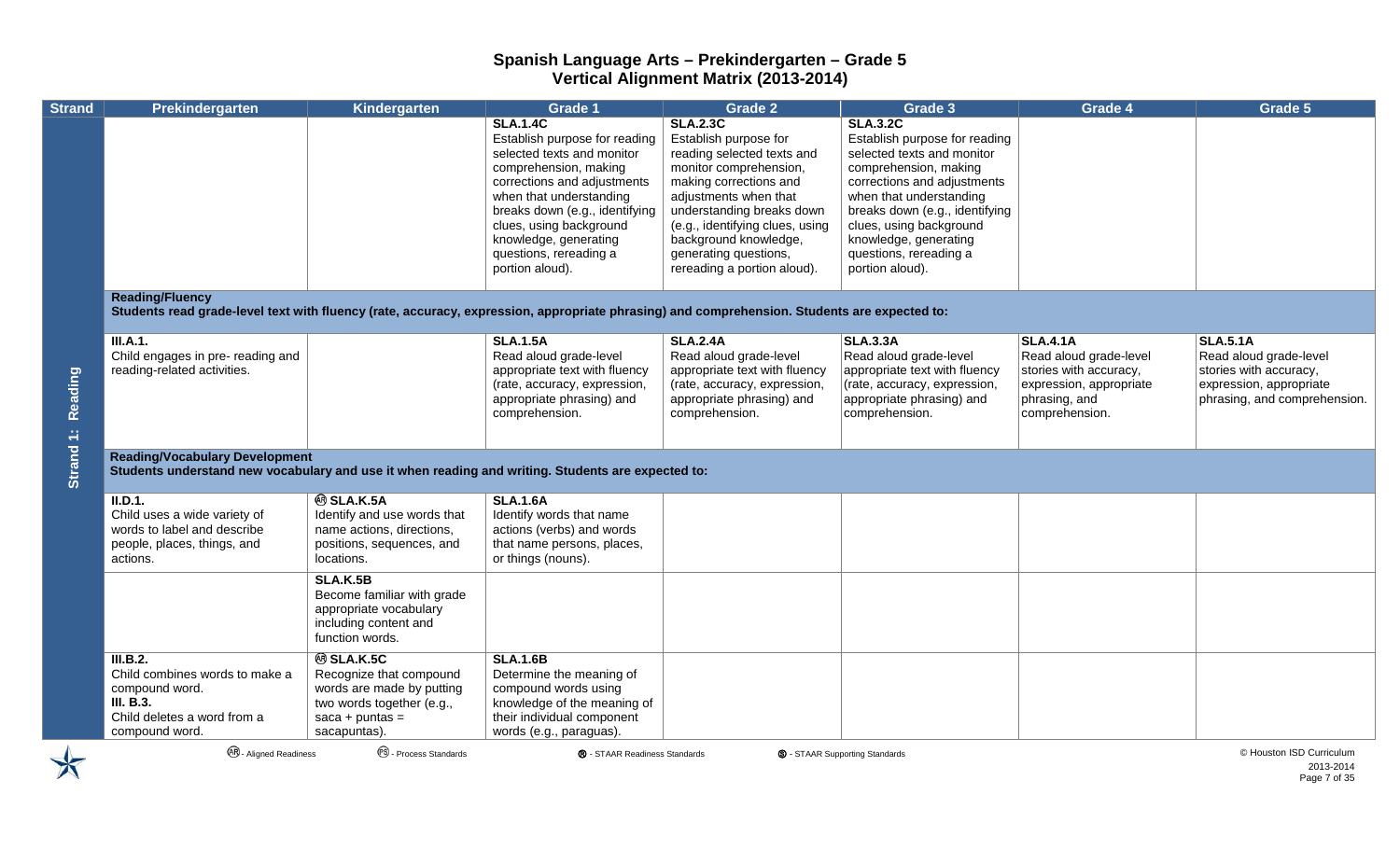# Spanish Language Arts – Prekindergarten – Grade 5
## Vertical Alignment Matrix (2013-2014)

| Strand | Prekindergarten | Kindergarten | Grade 1 | Grade 2 | Grade 3 | Grade 4 | Grade 5 |
|---|---|---|---|---|---|---|---|
| Strand 1: Reading | | | **SLA.1.4C** Establish purpose for reading selected texts and monitor comprehension, making corrections and adjustments when that understanding breaks down (e.g., identifying clues, using background knowledge, generating questions, rereading a portion aloud). | **SLA.2.3C** Establish purpose for reading selected texts and monitor comprehension, making corrections and adjustments when that understanding breaks down (e.g., identifying clues, using background knowledge, generating questions, rereading a portion aloud). | **SLA.3.2C** Establish purpose for reading selected texts and monitor comprehension, making corrections and adjustments when that understanding breaks down (e.g., identifying clues, using background knowledge, generating questions, rereading a portion aloud). | | |
| | **Reading/Fluency** **Students read grade-level text with fluency (rate, accuracy, expression, appropriate phrasing) and comprehension. Students are expected to:** | | | | | | |
| | **III.A.1.** Child engages in pre- reading and reading-related activities. | | **SLA.1.5A** Read aloud grade-level appropriate text with fluency (rate, accuracy, expression, appropriate phrasing) and comprehension. | **SLA.2.4A** Read aloud grade-level appropriate text with fluency (rate, accuracy, expression, appropriate phrasing) and comprehension. | **SLA.3.3A** Read aloud grade-level appropriate text with fluency (rate, accuracy, expression, appropriate phrasing) and comprehension. | **SLA.4.1A** Read aloud grade-level stories with accuracy, expression, appropriate phrasing, and comprehension. | **SLA.5.1A** Read aloud grade-level stories with accuracy, expression, appropriate phrasing, and comprehension. |
| | **Reading/Vocabulary Development** **Students understand new vocabulary and use it when reading and writing. Students are expected to:** | | | | | | |
| | **II.D.1.** Child uses a wide variety of words to label and describe people, places, things, and actions. | (AR) **SLA.K.5A** Identify and use words that name actions, directions, positions, sequences, and locations. | **SLA.1.6A** Identify words that name actions (verbs) and words that name persons, places, or things (nouns). | | | | |
| | | **SLA.K.5B** Become familiar with grade appropriate vocabulary including content and function words. | | | | | |
| | **III.B.2.** Child combines words to make a compound word. **III. B.3.** Child deletes a word from a compound word. | (AR) **SLA.K.5C** Recognize that compound words are made by putting two words together (e.g., saca + puntas = sacapuntas). | **SLA.1.6B** Determine the meaning of compound words using knowledge of the meaning of their individual component words (e.g., paraguas). | | | | |

(AR) - Aligned Readiness (PS) - Process Standards (R) - STAAR Readiness Standards (S) - STAAR Supporting Standards

© Houston ISD Curriculum 2013-2014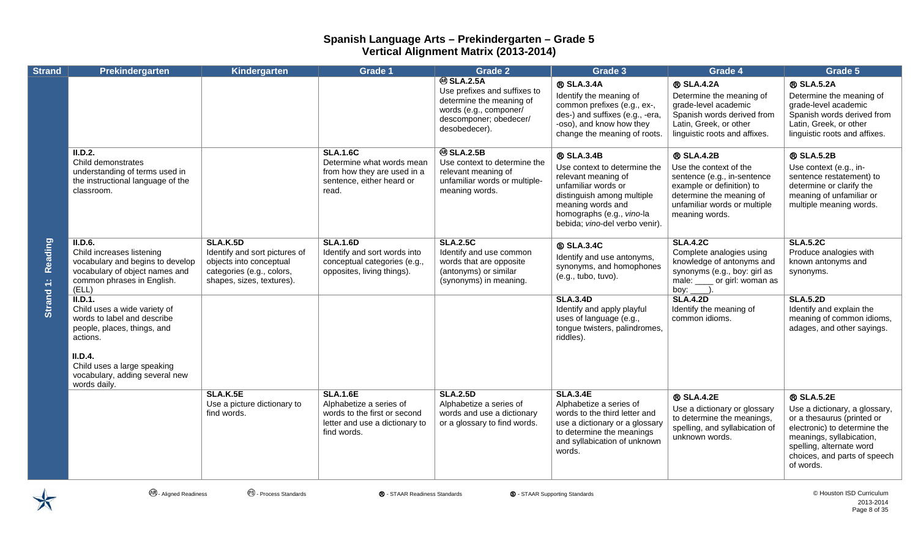# Spanish Language Arts – Prekindergarten – Grade 5
## Vertical Alignment Matrix (2013-2014)

| Strand | Prekindergarten | Kindergarten | Grade 1 | Grade 2 | Grade 3 | Grade 4 | Grade 5 |
|---|---|---|---|---|---|---|---|
| Strand 1: Reading | | | | Ⓐⓡ **SLA.2.5A** Use prefixes and suffixes to determine the meaning of words (e.g., componer/ descomponer; obedecer/ desobedecer). | Ⓡ **SLA.3.4A** Identify the meaning of common prefixes (e.g., ex-, des-) and suffixes (e.g., -era, -oso), and know how they change the meaning of roots. | Ⓡ **SLA.4.2A** Determine the meaning of grade-level academic Spanish words derived from Latin, Greek, or other linguistic roots and affixes. | Ⓡ **SLA.5.2A** Determine the meaning of grade-level academic Spanish words derived from Latin, Greek, or other linguistic roots and affixes. |
| | **II.D.2.** Child demonstrates understanding of terms used in the instructional language of the classroom. | | **SLA.1.6C** Determine what words mean from how they are used in a sentence, either heard or read. | Ⓐⓡ **SLA.2.5B** Use context to determine the relevant meaning of unfamiliar words or multiple-meaning words. | Ⓡ **SLA.3.4B** Use context to determine the relevant meaning of unfamiliar words or distinguish among multiple meaning words and homographs (e.g., *vino*-la bebida; *vino*-del verbo venir). | Ⓡ **SLA.4.2B** Use the context of the sentence (e.g., in-sentence example or definition) to determine the meaning of unfamiliar words or multiple meaning words. | Ⓡ **SLA.5.2B** Use context (e.g., in-sentence restatement) to determine or clarify the meaning of unfamiliar or multiple meaning words. |
| | **II.D.6.** Child increases listening vocabulary and begins to develop vocabulary of object names and common phrases in English. (ELL) | **SLA.K.5D** Identify and sort pictures of objects into conceptual categories (e.g., colors, shapes, sizes, textures). | **SLA.1.6D** Identify and sort words into conceptual categories (e.g., opposites, living things). | **SLA.2.5C** Identify and use common words that are opposite (antonyms) or similar (synonyms) in meaning. | Ⓢ **SLA.3.4C** Identify and use antonyms, synonyms, and homophones (e.g., tubo, tuvo). | **SLA.4.2C** Complete analogies using knowledge of antonyms and synonyms (e.g., boy: girl as male: ____ or girl: woman as boy: ____). | **SLA.5.2C** Produce analogies with known antonyms and synonyms. |
| | **II.D.1.** Child uses a wide variety of words to label and describe people, places, things, and actions.<br><br>**II.D.4.** Child uses a large speaking vocabulary, adding several new words daily. | | | | **SLA.3.4D** Identify and apply playful uses of language (e.g., tongue twisters, palindromes, riddles). | **SLA.4.2D** Identify the meaning of common idioms. | **SLA.5.2D** Identify and explain the meaning of common idioms, adages, and other sayings. |
| | | **SLA.K.5E** Use a picture dictionary to find words. | **SLA.1.6E** Alphabetize a series of words to the first or second letter and use a dictionary to find words. | **SLA.2.5D** Alphabetize a series of words and use a dictionary or a glossary to find words. | **SLA.3.4E** Alphabetize a series of words to the third letter and use a dictionary or a glossary to determine the meanings and syllabication of unknown words. | Ⓡ **SLA.4.2E** Use a dictionary or glossary to determine the meanings, spelling, and syllabication of unknown words. | Ⓡ **SLA.5.2E** Use a dictionary, a glossary, or a thesaurus (printed or electronic) to determine the meanings, syllabication, spelling, alternate word choices, and parts of speech of words. |

Ⓐⓡ - Aligned Readiness  Ⓟⓢ - Process Standards  Ⓡ - STAAR Readiness Standards  Ⓢ - STAAR Supporting Standards

© Houston ISD Curriculum 2013-2014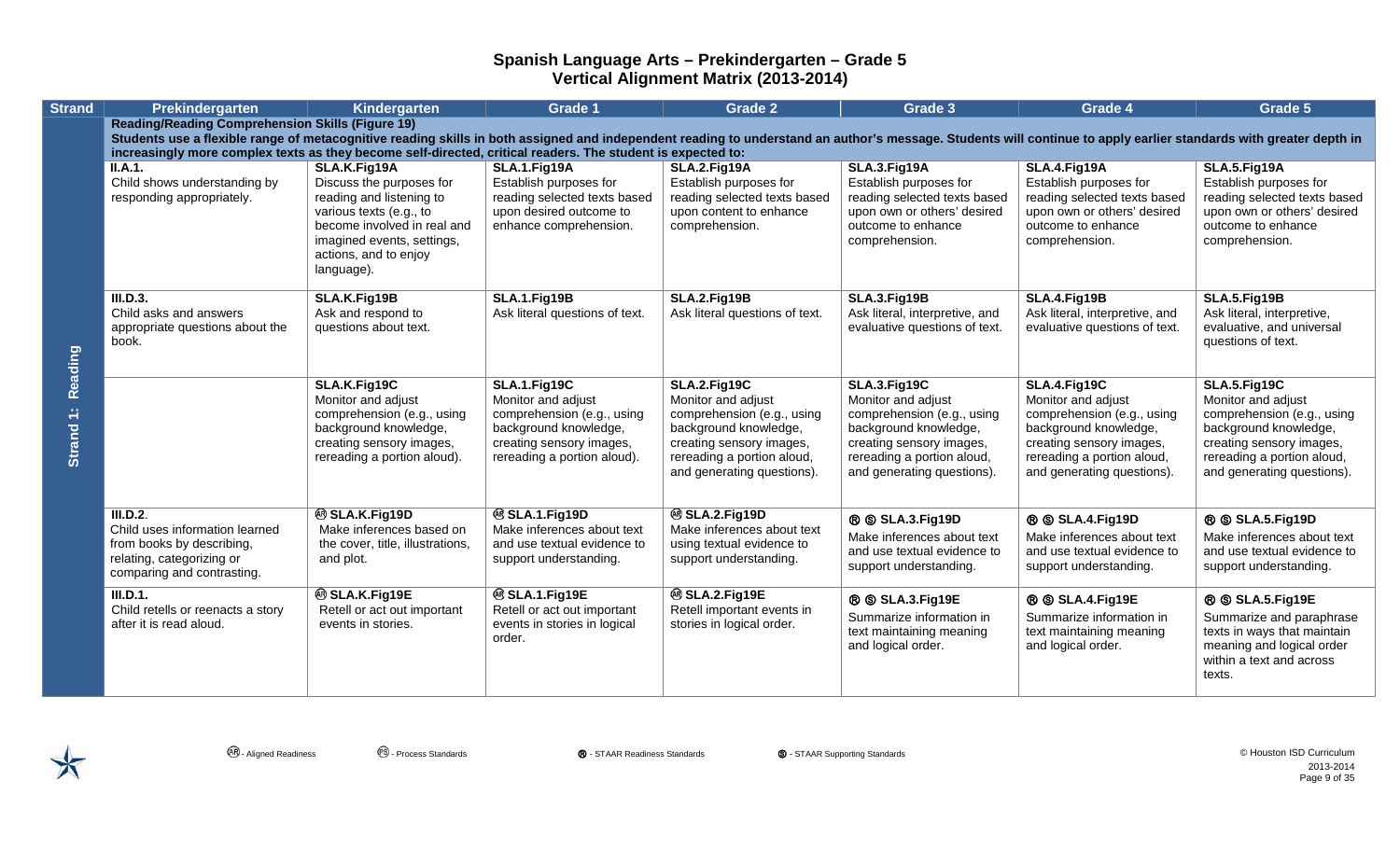# Spanish Language Arts – Prekindergarten – Grade 5
## Vertical Alignment Matrix (2013-2014)

| Strand | Prekindergarten | Kindergarten | Grade 1 | Grade 2 | Grade 3 | Grade 4 | Grade 5 |
|---|---|---|---|---|---|---|---|
| Strand 1: Reading | **Reading/Reading Comprehension Skills (Figure 19)** Students use a flexible range of metacognitive reading skills in both assigned and independent reading to understand an author's message. Students will continue to apply earlier standards with greater depth in increasingly more complex texts as they become self-directed, critical readers. The student is expected to: | | | | | | |
| | **II.A.1.** Child shows understanding by responding appropriately. | **SLA.K.Fig19A** Discuss the purposes for reading and listening to various texts (e.g., to become involved in real and imagined events, settings, actions, and to enjoy language). | **SLA.1.Fig19A** Establish purposes for reading selected texts based upon desired outcome to enhance comprehension. | **SLA.2.Fig19A** Establish purposes for reading selected texts based upon content to enhance comprehension. | **SLA.3.Fig19A** Establish purposes for reading selected texts based upon own or others' desired outcome to enhance comprehension. | **SLA.4.Fig19A** Establish purposes for reading selected texts based upon own or others' desired outcome to enhance comprehension. | **SLA.5.Fig19A** Establish purposes for reading selected texts based upon own or others' desired outcome to enhance comprehension. |
| | **III.D.3.** Child asks and answers appropriate questions about the book. | **SLA.K.Fig19B** Ask and respond to questions about text. | **SLA.1.Fig19B** Ask literal questions of text. | **SLA.2.Fig19B** Ask literal questions of text. | **SLA.3.Fig19B** Ask literal, interpretive, and evaluative questions of text. | **SLA.4.Fig19B** Ask literal, interpretive, and evaluative questions of text. | **SLA.5.Fig19B** Ask literal, interpretive, evaluative, and universal questions of text. |
| | | **SLA.K.Fig19C** Monitor and adjust comprehension (e.g., using background knowledge, creating sensory images, rereading a portion aloud). | **SLA.1.Fig19C** Monitor and adjust comprehension (e.g., using background knowledge, creating sensory images, rereading a portion aloud). | **SLA.2.Fig19C** Monitor and adjust comprehension (e.g., using background knowledge, creating sensory images, rereading a portion aloud, and generating questions). | **SLA.3.Fig19C** Monitor and adjust comprehension (e.g., using background knowledge, creating sensory images, rereading a portion aloud, and generating questions). | **SLA.4.Fig19C** Monitor and adjust comprehension (e.g., using background knowledge, creating sensory images, rereading a portion aloud, and generating questions). | **SLA.5.Fig19C** Monitor and adjust comprehension (e.g., using background knowledge, creating sensory images, rereading a portion aloud, and generating questions). |
| | **III.D.2.** Child uses information learned from books by describing, relating, categorizing or comparing and contrasting. | Ⓐⓡ **SLA.K.Fig19D** Make inferences based on the cover, title, illustrations, and plot. | Ⓐⓡ **SLA.1.Fig19D** Make inferences about text and use textual evidence to support understanding. | Ⓐⓡ **SLA.2.Fig19D** Make inferences about text using textual evidence to support understanding. | Ⓡ Ⓢ **SLA.3.Fig19D** Make inferences about text and use textual evidence to support understanding. | Ⓡ Ⓢ **SLA.4.Fig19D** Make inferences about text and use textual evidence to support understanding. | Ⓡ Ⓢ **SLA.5.Fig19D** Make inferences about text and use textual evidence to support understanding. |
| | **III.D.1.** Child retells or reenacts a story after it is read aloud. | Ⓐⓡ **SLA.K.Fig19E** Retell or act out important events in stories. | Ⓐⓡ **SLA.1.Fig19E** Retell or act out important events in stories in logical order. | Ⓐⓡ **SLA.2.Fig19E** Retell important events in stories in logical order. | Ⓡ Ⓢ **SLA.3.Fig19E** Summarize information in text maintaining meaning and logical order. | Ⓡ Ⓢ **SLA.4.Fig19E** Summarize information in text maintaining meaning and logical order. | Ⓡ Ⓢ **SLA.5.Fig19E** Summarize and paraphrase texts in ways that maintain meaning and logical order within a text and across texts. |

Ⓐⓡ - Aligned Readiness  Ⓟⓢ - Process Standards  Ⓡ - STAAR Readiness Standards  Ⓢ - STAAR Supporting Standards

© Houston ISD Curriculum 2013-2014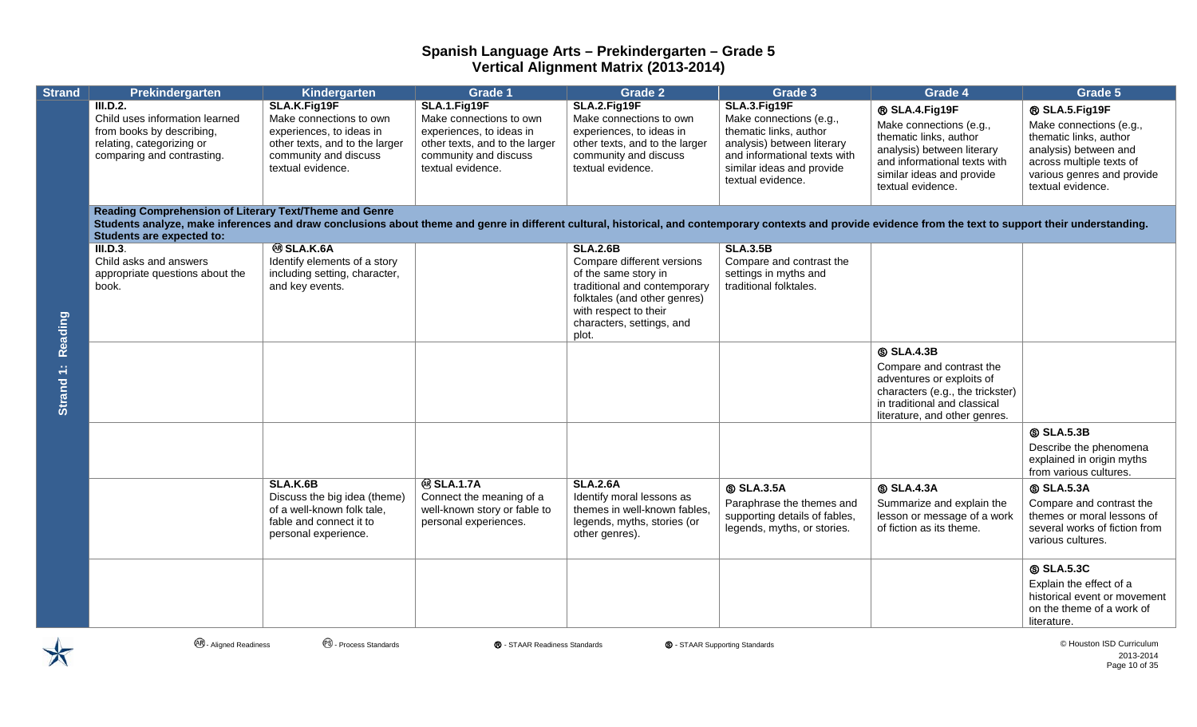# Spanish Language Arts – Prekindergarten – Grade 5
## Vertical Alignment Matrix (2013-2014)

| Strand | Prekindergarten | Kindergarten | Grade 1 | Grade 2 | Grade 3 | Grade 4 | Grade 5 |
|---|---|---|---|---|---|---|---|
| Strand 1: Reading | **III.D.2.** Child uses information learned from books by describing, relating, categorizing or comparing and contrasting. | **SLA.K.Fig19F** Make connections to own experiences, to ideas in other texts, and to the larger community and discuss textual evidence. | **SLA.1.Fig19F** Make connections to own experiences, to ideas in other texts, and to the larger community and discuss textual evidence. | **SLA.2.Fig19F** Make connections to own experiences, to ideas in other texts, and to the larger community and discuss textual evidence. | **SLA.3.Fig19F** Make connections (e.g., thematic links, author analysis) between literary and informational texts with similar ideas and provide textual evidence. | Ⓡ **SLA.4.Fig19F** Make connections (e.g., thematic links, author analysis) between literary and informational texts with similar ideas and provide textual evidence. | Ⓡ **SLA.5.Fig19F** Make connections (e.g., thematic links, author analysis) between and across multiple texts of various genres and provide textual evidence. |
| | **Reading Comprehension of Literary Text/Theme and Genre** Students analyze, make inferences and draw conclusions about theme and genre in different cultural, historical, and contemporary contexts and provide evidence from the text to support their understanding. Students are expected to: | | | | | | |
| | **III.D.3.** Child asks and answers appropriate questions about the book. | (AR) **SLA.K.6A** Identify elements of a story including setting, character, and key events. | | **SLA.2.6B** Compare different versions of the same story in traditional and contemporary folktales (and other genres) with respect to their characters, settings, and plot. | **SLA.3.5B** Compare and contrast the settings in myths and traditional folktales. | | |
| | | | | | | Ⓢ **SLA.4.3B** Compare and contrast the adventures or exploits of characters (e.g., the trickster) in traditional and classical literature, and other genres. | |
| | | | | | | | Ⓢ **SLA.5.3B** Describe the phenomena explained in origin myths from various cultures. |
| | | **SLA.K.6B** Discuss the big idea (theme) of a well-known folk tale, fable and connect it to personal experience. | (AR) **SLA.1.7A** Connect the meaning of a well-known story or fable to personal experiences. | **SLA.2.6A** Identify moral lessons as themes in well-known fables, legends, myths, stories (or other genres). | Ⓢ **SLA.3.5A** Paraphrase the themes and supporting details of fables, legends, myths, or stories. | Ⓢ **SLA.4.3A** Summarize and explain the lesson or message of a work of fiction as its theme. | Ⓢ **SLA.5.3A** Compare and contrast the themes or moral lessons of several works of fiction from various cultures. |
| | | | | | | | Ⓢ **SLA.5.3C** Explain the effect of a historical event or movement on the theme of a work of literature. |

(AR) - Aligned Readiness (PS) - Process Standards Ⓡ - STAAR Readiness Standards Ⓢ - STAAR Supporting Standards

© Houston ISD Curriculum 2013-2014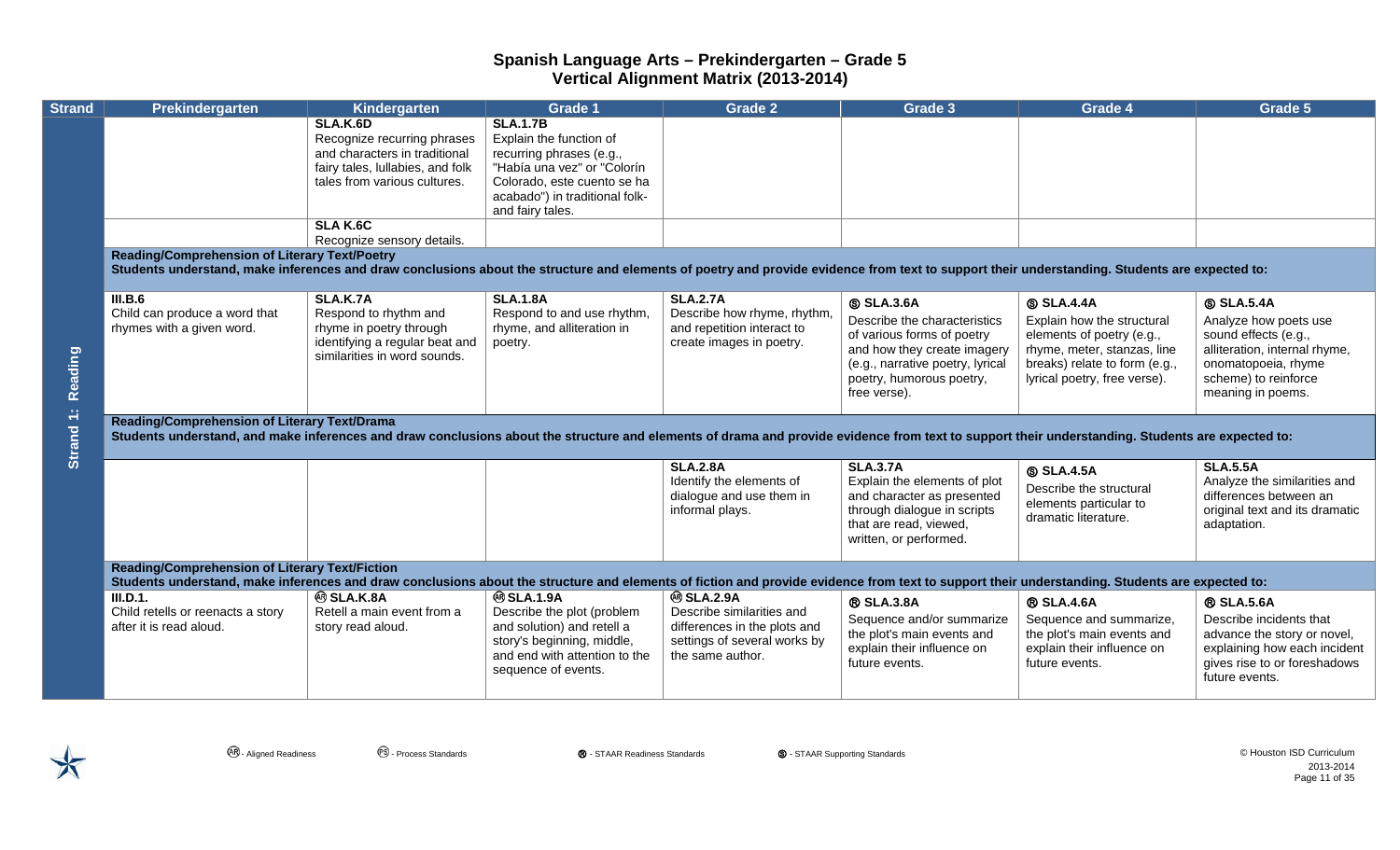# Spanish Language Arts – Prekindergarten – Grade 5
## Vertical Alignment Matrix (2013-2014)

| Strand | Prekindergarten | Kindergarten | Grade 1 | Grade 2 | Grade 3 | Grade 4 | Grade 5 |
|---|---|---|---|---|---|---|---|
| Strand 1: Reading | | **SLA.K.6D** Recognize recurring phrases and characters in traditional fairy tales, lullabies, and folk tales from various cultures. | **SLA.1.7B** Explain the function of recurring phrases (e.g., "Había una vez" or "Colorín Colorado, este cuento se ha acabado") in traditional folk- and fairy tales. | | | | |
| | | **SLA K.6C** Recognize sensory details. | | | | | |
| | **Reading/Comprehension of Literary Text/Poetry** Students understand, make inferences and draw conclusions about the structure and elements of poetry and provide evidence from text to support their understanding. Students are expected to: | | | | | | |
| | **III.B.6** Child can produce a word that rhymes with a given word. | **SLA.K.7A** Respond to rhythm and rhyme in poetry through identifying a regular beat and similarities in word sounds. | **SLA.1.8A** Respond to and use rhythm, rhyme, and alliteration in poetry. | **SLA.2.7A** Describe how rhyme, rhythm, and repetition interact to create images in poetry. | Ⓢ **SLA.3.6A** Describe the characteristics of various forms of poetry and how they create imagery (e.g., narrative poetry, lyrical poetry, humorous poetry, free verse). | Ⓢ **SLA.4.4A** Explain how the structural elements of poetry (e.g., rhyme, meter, stanzas, line breaks) relate to form (e.g., lyrical poetry, free verse). | Ⓢ **SLA.5.4A** Analyze how poets use sound effects (e.g., alliteration, internal rhyme, onomatopoeia, rhyme scheme) to reinforce meaning in poems. |
| | **Reading/Comprehension of Literary Text/Drama** Students understand, and make inferences and draw conclusions about the structure and elements of drama and provide evidence from text to support their understanding. Students are expected to: | | | | | | |
| | | | | **SLA.2.8A** Identify the elements of dialogue and use them in informal plays. | **SLA.3.7A** Explain the elements of plot and character as presented through dialogue in scripts that are read, viewed, written, or performed. | Ⓢ **SLA.4.5A** Describe the structural elements particular to dramatic literature. | **SLA.5.5A** Analyze the similarities and differences between an original text and its dramatic adaptation. |
| | **Reading/Comprehension of Literary Text/Fiction** Students understand, make inferences and draw conclusions about the structure and elements of fiction and provide evidence from text to support their understanding. Students are expected to: | | | | | | |
| | **III.D.1.** Child retells or reenacts a story after it is read aloud. | ⒶⓇ **SLA.K.8A** Retell a main event from a story read aloud. | ⒶⓇ **SLA.1.9A** Describe the plot (problem and solution) and retell a story's beginning, middle, and end with attention to the sequence of events. | ⒶⓇ **SLA.2.9A** Describe similarities and differences in the plots and settings of several works by the same author. | Ⓡ **SLA.3.8A** Sequence and/or summarize the plot's main events and explain their influence on future events. | Ⓡ **SLA.4.6A** Sequence and summarize, the plot's main events and explain their influence on future events. | Ⓡ **SLA.5.6A** Describe incidents that advance the story or novel, explaining how each incident gives rise to or foreshadows future events. |

ⒶⓇ - Aligned Readiness ⓅⓈ - Process Standards Ⓡ - STAAR Readiness Standards Ⓢ - STAAR Supporting Standards

© Houston ISD Curriculum 2013-2014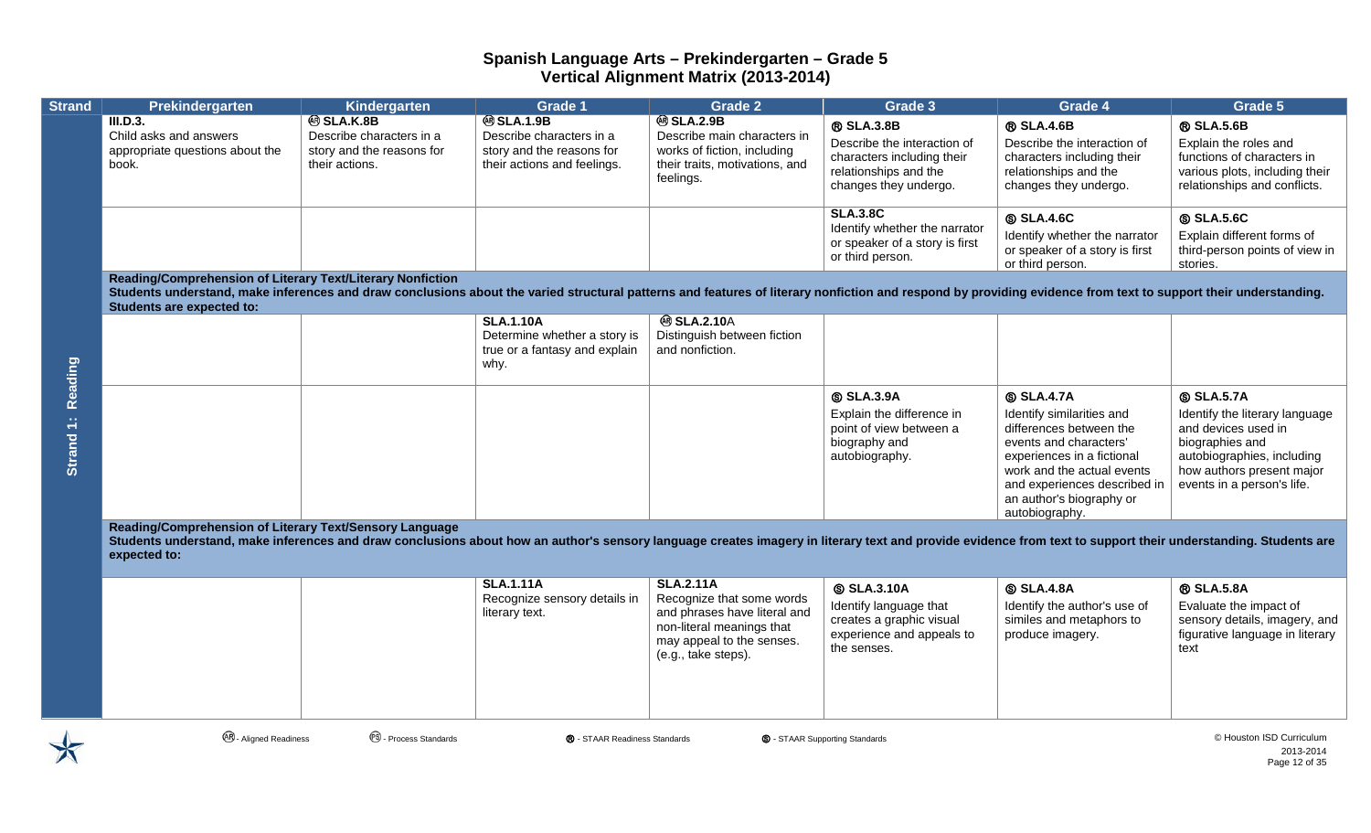# Spanish Language Arts – Prekindergarten – Grade 5
## Vertical Alignment Matrix (2013-2014)

| Strand | Prekindergarten | Kindergarten | Grade 1 | Grade 2 | Grade 3 | Grade 4 | Grade 5 |
|---|---|---|---|---|---|---|---|
| Strand 1: Reading | **III.D.3.** Child asks and answers appropriate questions about the book. | **(AR) SLA.K.8B** Describe characters in a story and the reasons for their actions. | **(AR) SLA.1.9B** Describe characters in a story and the reasons for their actions and feelings. | **(AR) SLA.2.9B** Describe main characters in works of fiction, including their traits, motivations, and feelings. | **(R) SLA.3.8B** Describe the interaction of characters including their relationships and the changes they undergo. | **(R) SLA.4.6B** Describe the interaction of characters including their relationships and the changes they undergo. | **(R) SLA.5.6B** Explain the roles and functions of characters in various plots, including their relationships and conflicts. |
| | | | | | **SLA.3.8C** Identify whether the narrator or speaker of a story is first or third person. | **(S) SLA.4.6C** Identify whether the narrator or speaker of a story is first or third person. | **(S) SLA.5.6C** Explain different forms of third-person points of view in stories. |
| | **Reading/Comprehension of Literary Text/Literary Nonfiction** Students understand, make inferences and draw conclusions about the varied structural patterns and features of literary nonfiction and respond by providing evidence from text to support their understanding. Students are expected to: | | | | | | |
| | | | **SLA.1.10A** Determine whether a story is true or a fantasy and explain why. | **(AR) SLA.2.10A** Distinguish between fiction and nonfiction. | | | |
| | | | | | **(S) SLA.3.9A** Explain the difference in point of view between a biography and autobiography. | **(S) SLA.4.7A** Identify similarities and differences between the events and characters' experiences in a fictional work and the actual events and experiences described in an author's biography or autobiography. | **(S) SLA.5.7A** Identify the literary language and devices used in biographies and autobiographies, including how authors present major events in a person's life. |
| | **Reading/Comprehension of Literary Text/Sensory Language** Students understand, make inferences and draw conclusions about how an author's sensory language creates imagery in literary text and provide evidence from text to support their understanding. Students are expected to: | | | | | | |
| | | | **SLA.1.11A** Recognize sensory details in literary text. | **SLA.2.11A** Recognize that some words and phrases have literal and non-literal meanings that may appeal to the senses. (e.g., take steps). | **(S) SLA.3.10A** Identify language that creates a graphic visual experience and appeals to the senses. | **(S) SLA.4.8A** Identify the author's use of similes and metaphors to produce imagery. | **(R) SLA.5.8A** Evaluate the impact of sensory details, imagery, and figurative language in literary text |

(AR) - Aligned Readiness (PS) - Process Standards (R) - STAAR Readiness Standards (S) - STAAR Supporting Standards

© Houston ISD Curriculum 2013-2014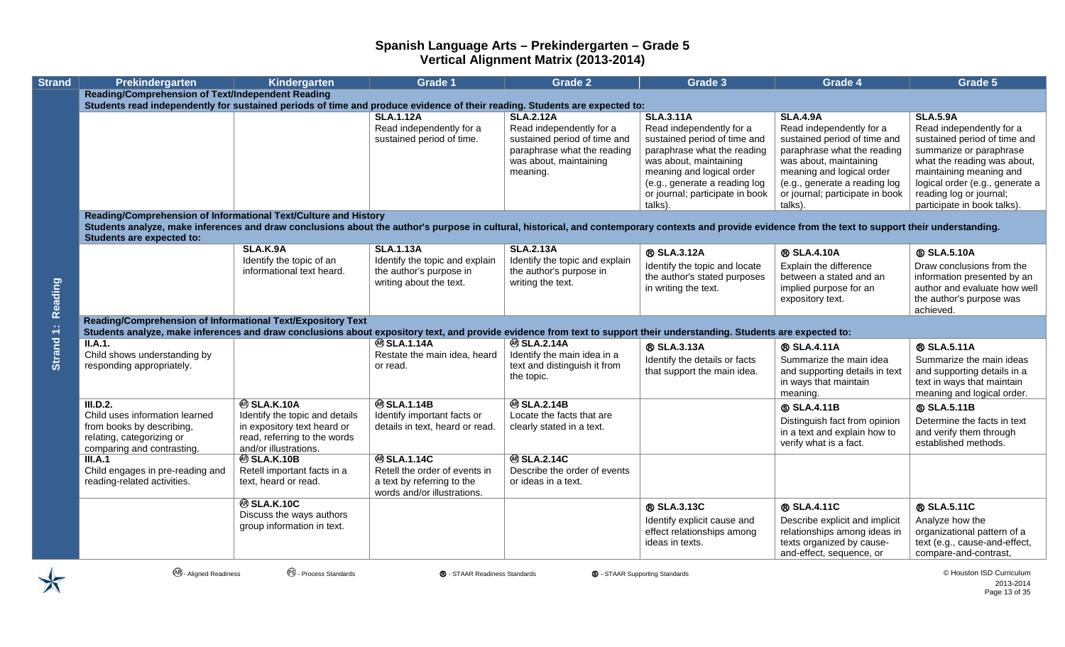# Spanish Language Arts – Prekindergarten – Grade 5
## Vertical Alignment Matrix (2013-2014)

| Strand | Prekindergarten | Kindergarten | Grade 1 | Grade 2 | Grade 3 | Grade 4 | Grade 5 |
|---|---|---|---|---|---|---|---|
| Strand 1: Reading | **Reading/Comprehension of Text/Independent Reading**<br>**Students read independently for sustained periods of time and produce evidence of their reading. Students are expected to:** | | | | | | |
| | | | **SLA.1.12A**<br>Read independently for a sustained period of time. | **SLA.2.12A**<br>Read independently for a sustained period of time and paraphrase what the reading was about, maintaining meaning. | **SLA.3.11A**<br>Read independently for a sustained period of time and paraphrase what the reading was about, maintaining meaning and logical order (e.g., generate a reading log or journal; participate in book talks). | **SLA.4.9A**<br>Read independently for a sustained period of time and paraphrase what the reading was about, maintaining meaning and logical order (e.g., generate a reading log or journal; participate in book talks). | **SLA.5.9A**<br>Read independently for a sustained period of time and summarize or paraphrase what the reading was about, maintaining meaning and logical order (e.g., generate a reading log or journal; participate in book talks). |
| | **Reading/Comprehension of Informational Text/Culture and History**<br>**Students analyze, make inferences and draw conclusions about the author's purpose in cultural, historical, and contemporary contexts and provide evidence from the text to support their understanding. Students are expected to:** | | | | | | |
| | | **SLA.K.9A**<br>Identify the topic of an informational text heard. | **SLA.1.13A**<br>Identify the topic and explain the author's purpose in writing about the text. | **SLA.2.13A**<br>Identify the topic and explain the author's purpose in writing the text. | Ⓡ **SLA.3.12A**<br>Identify the topic and locate the author's stated purposes in writing the text. | Ⓡ **SLA.4.10A**<br>Explain the difference between a stated and an implied purpose for an expository text. | Ⓢ **SLA.5.10A**<br>Draw conclusions from the information presented by an author and evaluate how well the author's purpose was achieved. |
| | **Reading/Comprehension of Informational Text/Expository Text**<br>**Students analyze, make inferences and draw conclusions about expository text, and provide evidence from text to support their understanding. Students are expected to:** | | | | | | |
| | **II.A.1.**<br>Child shows understanding by responding appropriately. | | Ⓐⓡ **SLA.1.14A**<br>Restate the main idea, heard or read. | Ⓐⓡ **SLA.2.14A**<br>Identify the main idea in a text and distinguish it from the topic. | Ⓡ **SLA.3.13A**<br>Identify the details or facts that support the main idea. | Ⓡ **SLA.4.11A**<br>Summarize the main idea and supporting details in text in ways that maintain meaning. | Ⓡ **SLA.5.11A**<br>Summarize the main ideas and supporting details in a text in ways that maintain meaning and logical order. |
| | **III.D.2.**<br>Child uses information learned from books by describing, relating, categorizing or comparing and contrasting. | Ⓐⓡ **SLA.K.10A**<br>Identify the topic and details in expository text heard or read, referring to the words and/or illustrations. | Ⓐⓡ **SLA.1.14B**<br>Identify important facts or details in text, heard or read. | Ⓐⓡ **SLA.2.14B**<br>Locate the facts that are clearly stated in a text. | | Ⓢ **SLA.4.11B**<br>Distinguish fact from opinion in a text and explain how to verify what is a fact. | Ⓢ **SLA.5.11B**<br>Determine the facts in text and verify them through established methods. |
| | **III.A.1**<br>Child engages in pre-reading and reading-related activities. | Ⓐⓡ **SLA.K.10B**<br>Retell important facts in a text, heard or read. | Ⓐⓡ **SLA.1.14C**<br>Retell the order of events in a text by referring to the words and/or illustrations. | Ⓐⓡ **SLA.2.14C**<br>Describe the order of events or ideas in a text. | | | |
| | | Ⓐⓡ **SLA.K.10C**<br>Discuss the ways authors group information in text. | | | Ⓡ **SLA.3.13C**<br>Identify explicit cause and effect relationships among ideas in texts. | Ⓡ **SLA.4.11C**<br>Describe explicit and implicit relationships among ideas in texts organized by cause-and-effect, sequence, or | Ⓡ **SLA.5.11C**<br>Analyze how the organizational pattern of a text (e.g., cause-and-effect, compare-and-contrast, |

Ⓐⓡ - Aligned Readiness Ⓟⓢ - Process Standards Ⓡ - STAAR Readiness Standards Ⓢ - STAAR Supporting Standards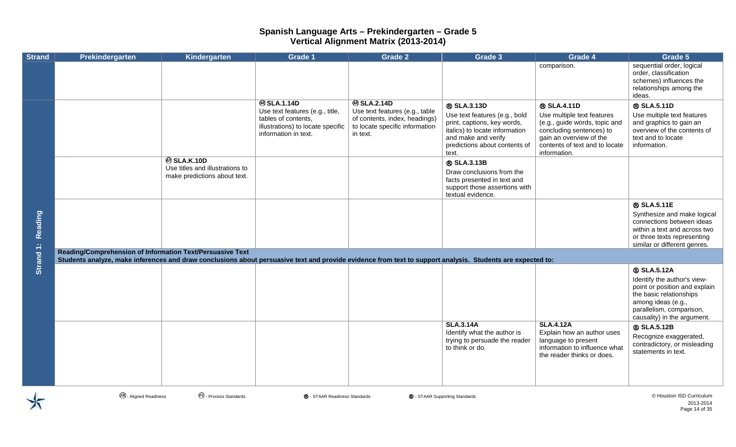# Spanish Language Arts – Prekindergarten – Grade 5
## Vertical Alignment Matrix (2013-2014)

| Strand | Prekindergarten | Kindergarten | Grade 1 | Grade 2 | Grade 3 | Grade 4 | Grade 5 |
|---|---|---|---|---|---|---|---|
| | | | | | | comparison. | sequential order, logical order, classification schemes) influences the relationships among the ideas. |
| Strand 1: Reading | | | Ⓐ SLA.1.14D Use text features (e.g., title, tables of contents, illustrations) to locate specific information in text. | Ⓐ SLA.2.14D Use text features (e.g., table of contents, index, headings) to locate specific information in text. | Ⓡ SLA.3.13D Use text features (e.g., bold print, captions, key words, italics) to locate information and make and verify predictions about contents of text. | Ⓡ SLA.4.11D Use multiple text features (e.g., guide words, topic and concluding sentences) to gain an overview of the contents of text and to locate information. | Ⓡ SLA.5.11D Use multiple text features and graphics to gain an overview of the contents of text and to locate information. |
| | | Ⓐ SLA.K.10D Use titles and illustrations to make predictions about text. | | | Ⓡ SLA.3.13B Draw conclusions from the facts presented in text and support those assertions with textual evidence. | | |
| | | | | | | | Ⓡ SLA.5.11E Synthesize and make logical connections between ideas within a text and across two or three texts representing similar or different genres. |
| | **Reading/Comprehension of Information Text/Persuasive Text** Students analyze, make inferences and draw conclusions about persuasive text and provide evidence from text to support analysis. Students are expected to: | | | | | | |
| | | | | | | | Ⓢ SLA.5.12A Identify the author's view-point or position and explain the basic relationships among ideas (e.g., parallelism, comparison, causality) in the argument. |
| | | | | | SLA.3.14A Identify what the author is trying to persuade the reader to think or do. | SLA.4.12A Explain how an author uses language to present information to influence what the reader thinks or does. | Ⓢ SLA.5.12B Recognize exaggerated, contradictory, or misleading statements in text. |

Ⓐ - Aligned Readiness  Ⓟ - Process Standards  Ⓡ - STAAR Readiness Standards  Ⓢ - STAAR Supporting Standards

© Houston ISD Curriculum 2013-2014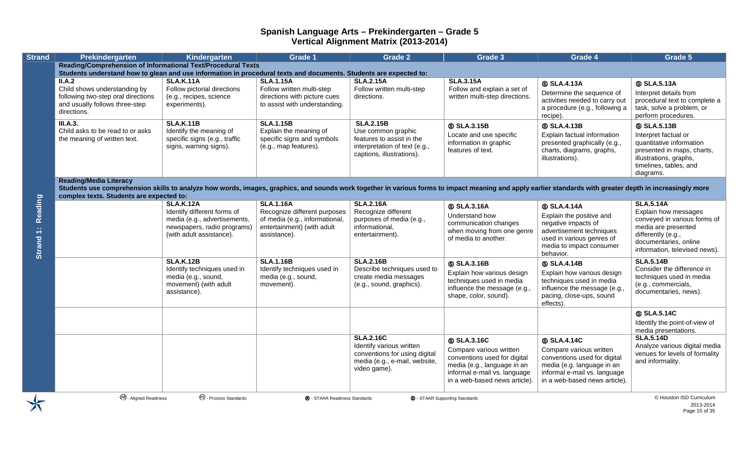# Spanish Language Arts – Prekindergarten – Grade 5
## Vertical Alignment Matrix (2013-2014)

| Strand | Prekindergarten | Kindergarten | Grade 1 | Grade 2 | Grade 3 | Grade 4 | Grade 5 |
|---|---|---|---|---|---|---|---|
| Strand 1: Reading | **Reading/Comprehension of Informational Text/Procedural Texts** Students understand how to glean and use information in procedural texts and documents. Students are expected to: | | | | | | |
| | **II.A.2** Child shows understanding by following two-step oral directions and usually follows three-step directions. | **SLA.K.11A** Follow pictorial directions (e.g., recipes, science experiments). | **SLA.1.15A** Follow written multi-step directions with picture cues to assist with understanding. | **SLA.2.15A** Follow written multi-step directions. | **SLA.3.15A** Follow and explain a set of written multi-step directions. | Ⓢ **SLA.4.13A** Determine the sequence of activities needed to carry out a procedure (e.g., following a recipe). | Ⓢ **SLA.5.13A** Interpret details from procedural text to complete a task, solve a problem, or perform procedures. |
| | **III.A.3.** Child asks to be read to or asks the meaning of written text. | **SLA.K.11B** Identify the meaning of specific signs (e.g., traffic signs, warning signs). | **SLA.1.15B** Explain the meaning of specific signs and symbols (e.g., map features). | **SLA.2.15B** Use common graphic features to assist in the interpretation of text (e.g., captions, illustrations). | Ⓢ **SLA.3.15B** Locate and use specific information in graphic features of text. | Ⓢ **SLA.4.13B** Explain factual information presented graphically (e.g., charts, diagrams, graphs, illustrations). | Ⓢ **SLA.5.13B** Interpret factual or quantitative information presented in maps, charts, illustrations, graphs, timelines, tables, and diagrams. |
| | **Reading/Media Literacy** Students use comprehension skills to analyze how words, images, graphics, and sounds work together in various forms to impact meaning and apply earlier standards with greater depth in increasingly more complex texts. Students are expected to: | | | | | | |
| | | **SLA.K.12A** Identify different forms of media (e.g., advertisements, newspapers, radio programs) (with adult assistance). | **SLA.1.16A** Recognize different purposes of media (e.g., informational, entertainment) (with adult assistance). | **SLA.2.16A** Recognize different purposes of media (e.g., informational, entertainment). | Ⓢ **SLA.3.16A** Understand how communication changes when moving from one genre of media to another. | Ⓢ **SLA.4.14A** Explain the positive and negative impacts of advertisement techniques used in various genres of media to impact consumer behavior. | **SLA.5.14A** Explain how messages conveyed in various forms of media are presented differently (e.g., documentaries, online information, televised news). |
| | | **SLA.K.12B** Identify techniques used in media (e.g., sound, movement) (with adult assistance). | **SLA.1.16B** Identify techniques used in media (e.g., sound, movement). | **SLA.2.16B** Describe techniques used to create media messages (e.g., sound, graphics). | Ⓢ **SLA.3.16B** Explain how various design techniques used in media influence the message (e.g., shape, color, sound). | Ⓢ **SLA.4.14B** Explain how various design techniques used in media influence the message (e.g., pacing, close-ups, sound effects). | **SLA.5.14B** Consider the difference in techniques used in media (e.g., commercials, documentaries, news). |
| | | | | | | | Ⓢ **SLA.5.14C** Identify the point-of-view of media presentations. |
| | | | | **SLA.2.16C** Identify various written conventions for using digital media (e.g., e-mail, website, video game). | Ⓢ **SLA.3.16C** Compare various written conventions used for digital media (e.g., language in an informal e-mail vs. language in a web-based news article). | Ⓢ **SLA.4.14C** Compare various written conventions used for digital media (e.g. language in an informal e-mail vs. language in a web-based news article). | **SLA.5.14D** Analyze various digital media venues for levels of formality and informality. |

(AR) - Aligned Readiness (PS) - Process Standards Ⓡ - STAAR Readiness Standards Ⓢ - STAAR Supporting Standards

© Houston ISD Curriculum 2013-2014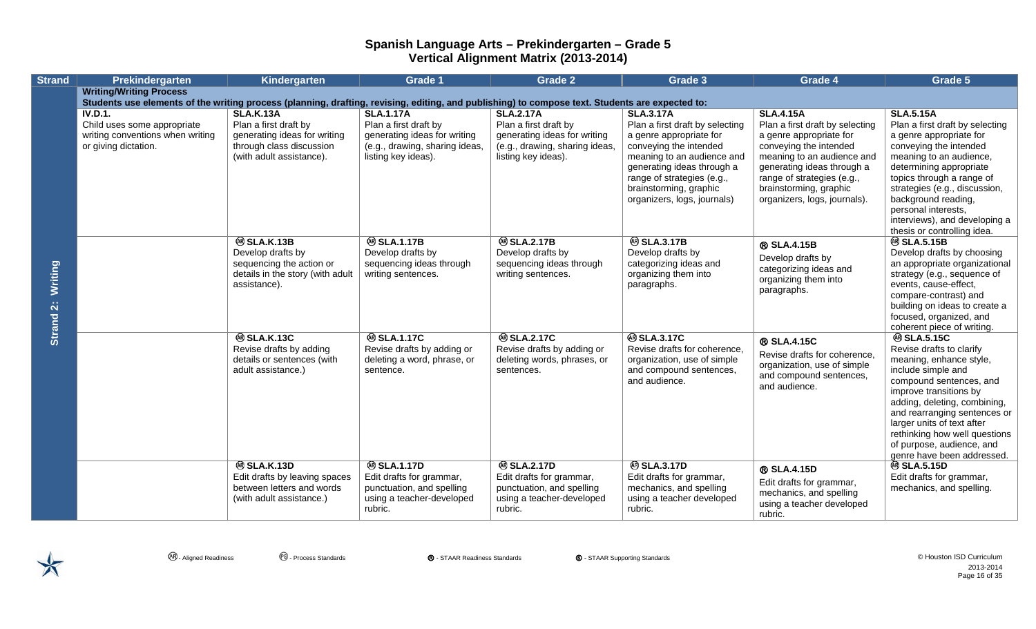# Spanish Language Arts – Prekindergarten – Grade 5
## Vertical Alignment Matrix (2013-2014)

| Strand | Prekindergarten | Kindergarten | Grade 1 | Grade 2 | Grade 3 | Grade 4 | Grade 5 |
|---|---|---|---|---|---|---|---|
| Strand 2: Writing | **Writing/Writing Process** Students use elements of the writing process (planning, drafting, revising, editing, and publishing) to compose text. Students are expected to: | | | | | | |
| | **IV.D.1.** Child uses some appropriate writing conventions when writing or giving dictation. | **SLA.K.13A** Plan a first draft by generating ideas for writing through class discussion (with adult assistance). | **SLA.1.17A** Plan a first draft by generating ideas for writing (e.g., drawing, sharing ideas, listing key ideas). | **SLA.2.17A** Plan a first draft by generating ideas for writing (e.g., drawing, sharing ideas, listing key ideas). | **SLA.3.17A** Plan a first draft by selecting a genre appropriate for conveying the intended meaning to an audience and generating ideas through a range of strategies (e.g., brainstorming, graphic organizers, logs, journals) | **SLA.4.15A** Plan a first draft by selecting a genre appropriate for conveying the intended meaning to an audience and generating ideas through a range of strategies (e.g., brainstorming, graphic organizers, logs, journals). | **SLA.5.15A** Plan a first draft by selecting a genre appropriate for conveying the intended meaning to an audience, determining appropriate topics through a range of strategies (e.g., discussion, background reading, personal interests, interviews), and developing a thesis or controlling idea. |
| | | Ⓐ **SLA.K.13B** Develop drafts by sequencing the action or details in the story (with adult assistance). | Ⓐ **SLA.1.17B** Develop drafts by sequencing ideas through writing sentences. | Ⓐ **SLA.2.17B** Develop drafts by sequencing ideas through writing sentences. | Ⓐ **SLA.3.17B** Develop drafts by categorizing ideas and organizing them into paragraphs. | Ⓡ **SLA.4.15B** Develop drafts by categorizing ideas and organizing them into paragraphs. | Ⓐ **SLA.5.15B** Develop drafts by choosing an appropriate organizational strategy (e.g., sequence of events, cause-effect, compare-contrast) and building on ideas to create a focused, organized, and coherent piece of writing. |
| | | Ⓐ **SLA.K.13C** Revise drafts by adding details or sentences (with adult assistance.) | Ⓐ **SLA.1.17C** Revise drafts by adding or deleting a word, phrase, or sentence. | Ⓐ **SLA.2.17C** Revise drafts by adding or deleting words, phrases, or sentences. | Ⓐ **SLA.3.17C** Revise drafts for coherence, organization, use of simple and compound sentences, and audience. | Ⓡ **SLA.4.15C** Revise drafts for coherence, organization, use of simple and compound sentences, and audience. | Ⓐ **SLA.5.15C** Revise drafts to clarify meaning, enhance style, include simple and compound sentences, and improve transitions by adding, deleting, combining, and rearranging sentences or larger units of text after rethinking how well questions of purpose, audience, and genre have been addressed. |
| | | Ⓐ **SLA.K.13D** Edit drafts by leaving spaces between letters and words (with adult assistance.) | Ⓐ **SLA.1.17D** Edit drafts for grammar, punctuation, and spelling using a teacher-developed rubric. | Ⓐ **SLA.2.17D** Edit drafts for grammar, punctuation, and spelling using a teacher-developed rubric. | Ⓐ **SLA.3.17D** Edit drafts for grammar, mechanics, and spelling using a teacher developed rubric. | Ⓡ **SLA.4.15D** Edit drafts for grammar, mechanics, and spelling using a teacher developed rubric. | Ⓐ **SLA.5.15D** Edit drafts for grammar, mechanics, and spelling. |

Ⓐ - Aligned Readiness Ⓟ - Process Standards Ⓡ - STAAR Readiness Standards Ⓢ - STAAR Supporting Standards

© Houston ISD Curriculum 2013-2014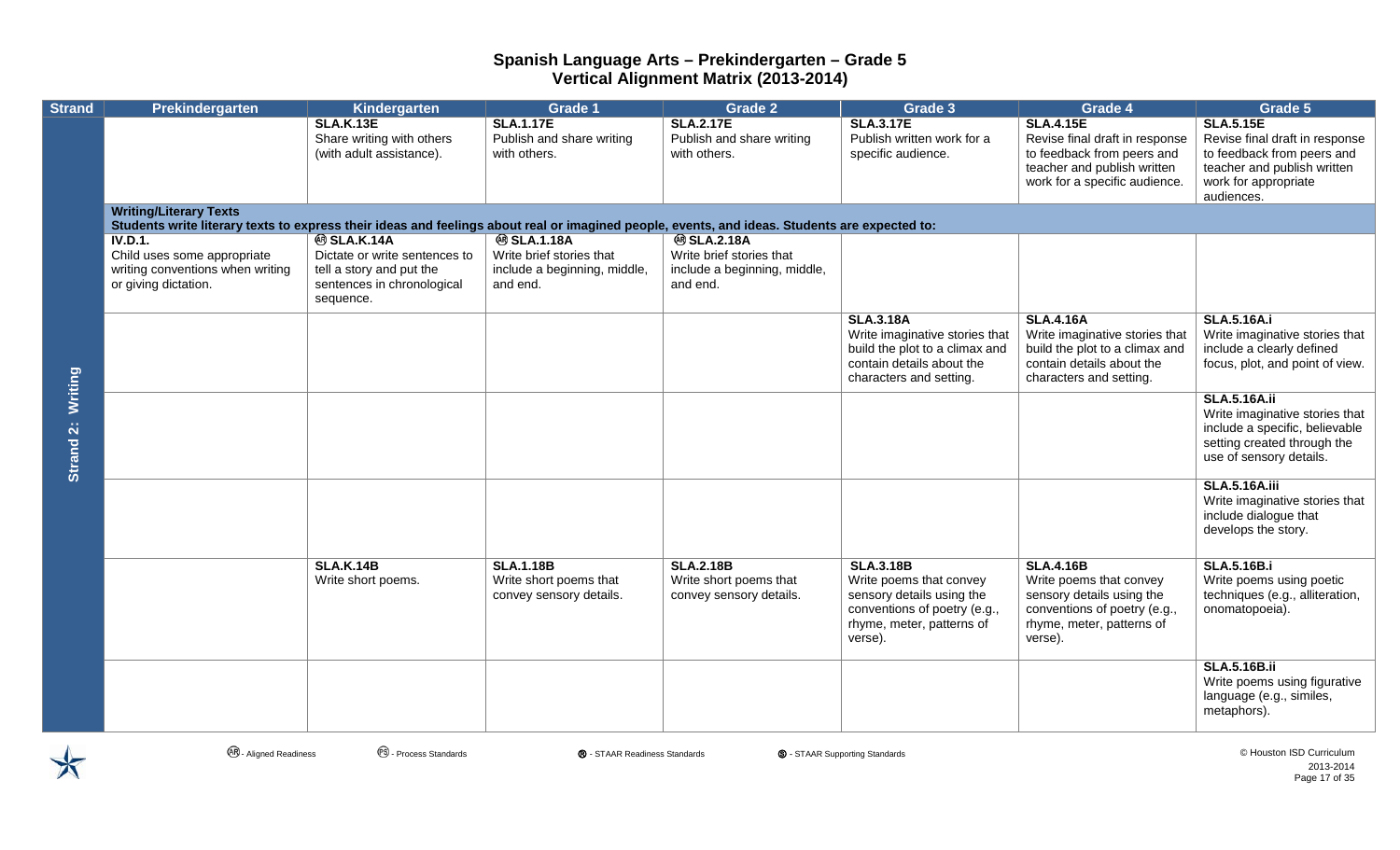# Spanish Language Arts – Prekindergarten – Grade 5
## Vertical Alignment Matrix (2013-2014)

| Strand | Prekindergarten | Kindergarten | Grade 1 | Grade 2 | Grade 3 | Grade 4 | Grade 5 |
|---|---|---|---|---|---|---|---|
| Strand 2: Writing | | **SLA.K.13E** Share writing with others (with adult assistance). | **SLA.1.17E** Publish and share writing with others. | **SLA.2.17E** Publish and share writing with others. | **SLA.3.17E** Publish written work for a specific audience. | **SLA.4.15E** Revise final draft in response to feedback from peers and teacher and publish written work for a specific audience. | **SLA.5.15E** Revise final draft in response to feedback from peers and teacher and publish written work for appropriate audiences. |
| | **Writing/Literary Texts** Students write literary texts to express their ideas and feelings about real or imagined people, events, and ideas. Students are expected to: | | | | | | |
| | **IV.D.1.** Child uses some appropriate writing conventions when writing or giving dictation. | (AR) **SLA.K.14A** Dictate or write sentences to tell a story and put the sentences in chronological sequence. | (AR) **SLA.1.18A** Write brief stories that include a beginning, middle, and end. | (AR) **SLA.2.18A** Write brief stories that include a beginning, middle, and end. | | | |
| | | | | | **SLA.3.18A** Write imaginative stories that build the plot to a climax and contain details about the characters and setting. | **SLA.4.16A** Write imaginative stories that build the plot to a climax and contain details about the characters and setting. | **SLA.5.16A.i** Write imaginative stories that include a clearly defined focus, plot, and point of view. |
| | | | | | | | **SLA.5.16A.ii** Write imaginative stories that include a specific, believable setting created through the use of sensory details. |
| | | | | | | | **SLA.5.16A.iii** Write imaginative stories that include dialogue that develops the story. |
| | | **SLA.K.14B** Write short poems. | **SLA.1.18B** Write short poems that convey sensory details. | **SLA.2.18B** Write short poems that convey sensory details. | **SLA.3.18B** Write poems that convey sensory details using the conventions of poetry (e.g., rhyme, meter, patterns of verse). | **SLA.4.16B** Write poems that convey sensory details using the conventions of poetry (e.g., rhyme, meter, patterns of verse). | **SLA.5.16B.i** Write poems using poetic techniques (e.g., alliteration, onomatopoeia). |
| | | | | | | | **SLA.5.16B.ii** Write poems using figurative language (e.g., similes, metaphors). |

(AR) - Aligned Readiness (PS) - Process Standards (R) - STAAR Readiness Standards (S) - STAAR Supporting Standards

© Houston ISD Curriculum 2013-2014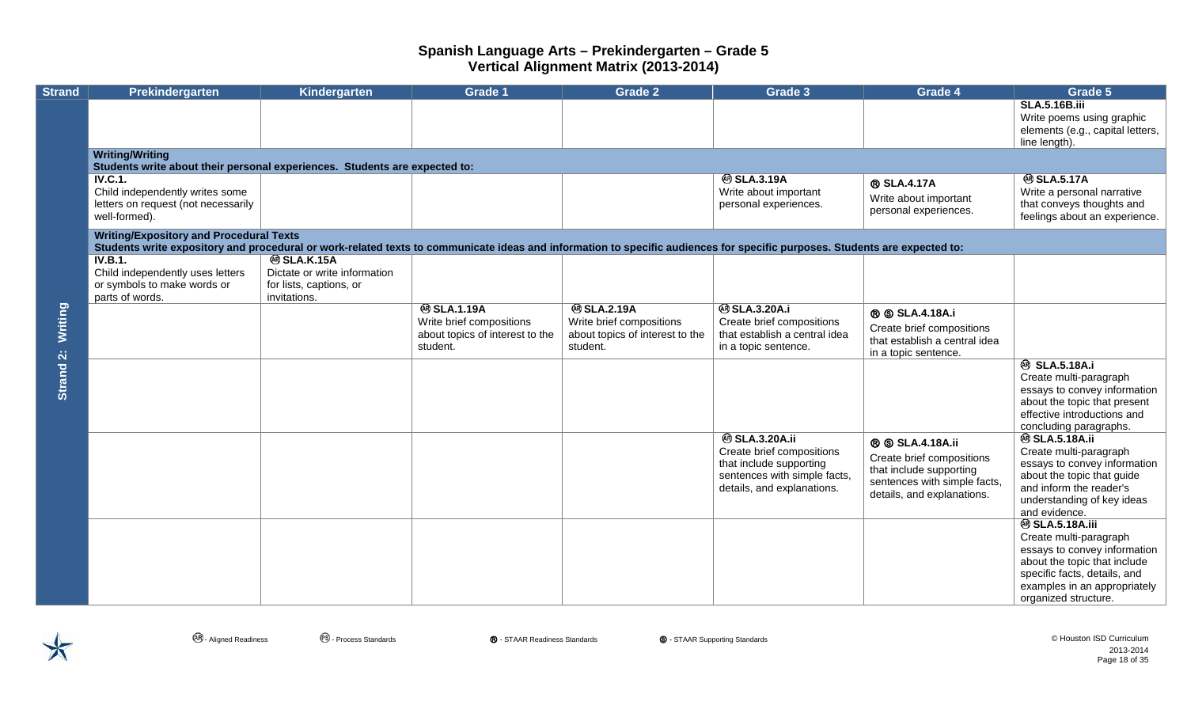# Spanish Language Arts – Prekindergarten – Grade 5
## Vertical Alignment Matrix (2013-2014)

| Strand | Prekindergarten | Kindergarten | Grade 1 | Grade 2 | Grade 3 | Grade 4 | Grade 5 |
|---|---|---|---|---|---|---|---|
| Strand 2: Writing | | | | | | | **SLA.5.16B.iii** Write poems using graphic elements (e.g., capital letters, line length). |
| | **Writing/Writing** Students write about their personal experiences. Students are expected to: | | | | | | |
| | **IV.C.1.** Child independently writes some letters on request (not necessarily well-formed). | | | | Ⓐ **SLA.3.19A** Write about important personal experiences. | Ⓡ **SLA.4.17A** Write about important personal experiences. | Ⓐ **SLA.5.17A** Write a personal narrative that conveys thoughts and feelings about an experience. |
| | **Writing/Expository and Procedural Texts** Students write expository and procedural or work-related texts to communicate ideas and information to specific audiences for specific purposes. Students are expected to: | | | | | | |
| | **IV.B.1.** Child independently uses letters or symbols to make words or parts of words. | Ⓐ **SLA.K.15A** Dictate or write information for lists, captions, or invitations. | | | | | |
| | | | Ⓐ **SLA.1.19A** Write brief compositions about topics of interest to the student. | Ⓐ **SLA.2.19A** Write brief compositions about topics of interest to the student. | Ⓐ **SLA.3.20A.i** Create brief compositions that establish a central idea in a topic sentence. | Ⓡ Ⓢ **SLA.4.18A.i** Create brief compositions that establish a central idea in a topic sentence. | |
| | | | | | | | Ⓐ **SLA.5.18A.i** Create multi-paragraph essays to convey information about the topic that present effective introductions and concluding paragraphs. |
| | | | | | Ⓐ **SLA.3.20A.ii** Create brief compositions that include supporting sentences with simple facts, details, and explanations. | Ⓡ Ⓢ **SLA.4.18A.ii** Create brief compositions that include supporting sentences with simple facts, details, and explanations. | Ⓐ **SLA.5.18A.ii** Create multi-paragraph essays to convey information about the topic that guide and inform the reader's understanding of key ideas and evidence. |
| | | | | | | | Ⓐ **SLA.5.18A.iii** Create multi-paragraph essays to convey information about the topic that include specific facts, details, and examples in an appropriately organized structure. |

Ⓐ - Aligned Readiness Ⓟ - Process Standards Ⓡ - STAAR Readiness Standards Ⓢ - STAAR Supporting Standards

© Houston ISD Curriculum 2013-2014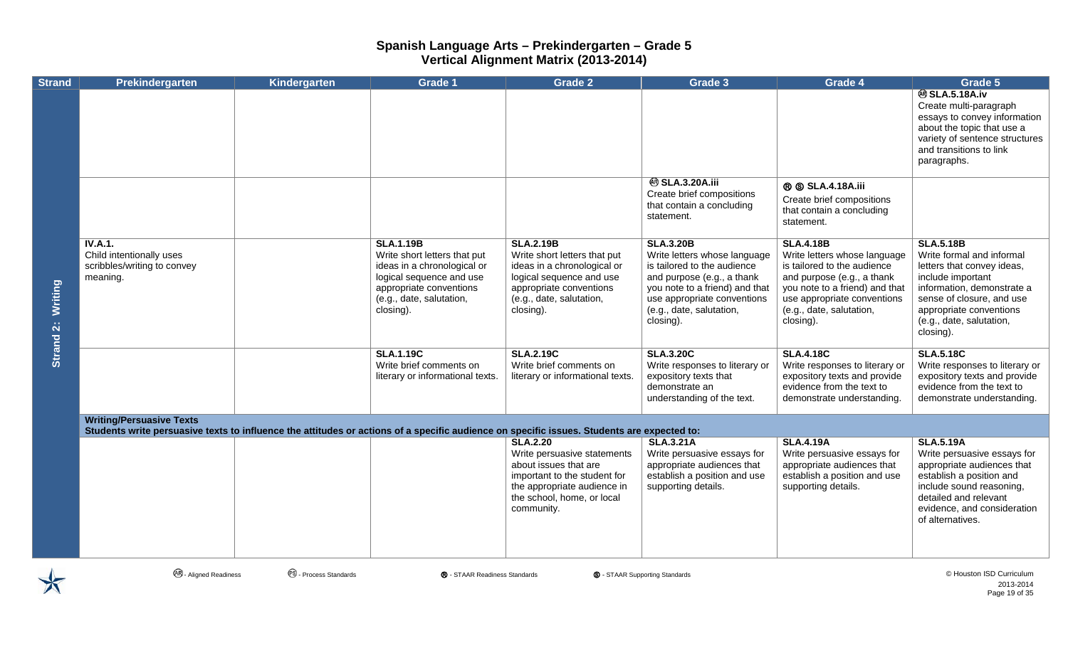# Spanish Language Arts – Prekindergarten – Grade 5
## Vertical Alignment Matrix (2013-2014)

| Strand | Prekindergarten | Kindergarten | Grade 1 | Grade 2 | Grade 3 | Grade 4 | Grade 5 |
|---|---|---|---|---|---|---|---|
| Strand 2: Writing | | | | | | | Ⓐ **SLA.5.18A.iv** Create multi-paragraph essays to convey information about the topic that use a variety of sentence structures and transitions to link paragraphs. |
| | | | | | Ⓐ **SLA.3.20A.iii** Create brief compositions that contain a concluding statement. | Ⓡ Ⓢ **SLA.4.18A.iii** Create brief compositions that contain a concluding statement. | |
| | **IV.A.1.** Child intentionally uses scribbles/writing to convey meaning. | | **SLA.1.19B** Write short letters that put ideas in a chronological or logical sequence and use appropriate conventions (e.g., date, salutation, closing). | **SLA.2.19B** Write short letters that put ideas in a chronological or logical sequence and use appropriate conventions (e.g., date, salutation, closing). | **SLA.3.20B** Write letters whose language is tailored to the audience and purpose (e.g., a thank you note to a friend) and that use appropriate conventions (e.g., date, salutation, closing). | **SLA.4.18B** Write letters whose language is tailored to the audience and purpose (e.g., a thank you note to a friend) and that use appropriate conventions (e.g., date, salutation, closing). | **SLA.5.18B** Write formal and informal letters that convey ideas, include important information, demonstrate a sense of closure, and use appropriate conventions (e.g., date, salutation, closing). |
| | | | **SLA.1.19C** Write brief comments on literary or informational texts. | **SLA.2.19C** Write brief comments on literary or informational texts. | **SLA.3.20C** Write responses to literary or expository texts that demonstrate an understanding of the text. | **SLA.4.18C** Write responses to literary or expository texts and provide evidence from the text to demonstrate understanding. | **SLA.5.18C** Write responses to literary or expository texts and provide evidence from the text to demonstrate understanding. |
| | **Writing/Persuasive Texts** Students write persuasive texts to influence the attitudes or actions of a specific audience on specific issues. Students are expected to: | | | | | | |
| | | | | **SLA.2.20** Write persuasive statements about issues that are important to the student for the appropriate audience in the school, home, or local community. | **SLA.3.21A** Write persuasive essays for appropriate audiences that establish a position and use supporting details. | **SLA.4.19A** Write persuasive essays for appropriate audiences that establish a position and use supporting details. | **SLA.5.19A** Write persuasive essays for appropriate audiences that establish a position and include sound reasoning, detailed and relevant evidence, and consideration of alternatives. |

Ⓐ - Aligned Readiness Ⓟ - Process Standards Ⓡ - STAAR Readiness Standards Ⓢ - STAAR Supporting Standards

© Houston ISD Curriculum 2013-2014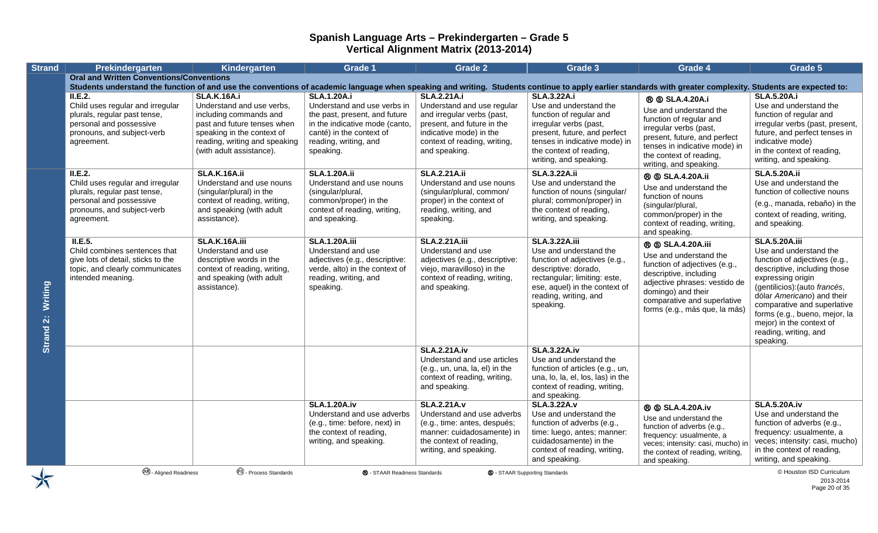# Spanish Language Arts – Prekindergarten – Grade 5
# Vertical Alignment Matrix (2013-2014)

| Strand | Prekindergarten | Kindergarten | Grade 1 | Grade 2 | Grade 3 | Grade 4 | Grade 5 |
|---|---|---|---|---|---|---|---|
| Strand 2: Writing | **Oral and Written Conventions/Conventions** | | | | | | |
| | **Students understand the function of and use the conventions of academic language when speaking and writing. Students continue to apply earlier standards with greater complexity. Students are expected to:** | | | | | | |
| | **II.E.2.** Child uses regular and irregular plurals, regular past tense, personal and possessive pronouns, and subject-verb agreement. | **SLA.K.16A.i** Understand and use verbs, including commands and past and future tenses when speaking in the context of reading, writing and speaking (with adult assistance). | **SLA.1.20A.i** Understand and use verbs in the past, present, and future in the indicative mode (canto, canté) in the context of reading, writing, and speaking. | **SLA.2.21A.i** Understand and use regular and irregular verbs (past, present, and future in the indicative mode) in the context of reading, writing, and speaking. | **SLA.3.22A.i** Use and understand the function of regular and irregular verbs (past, present, future, and perfect tenses in indicative mode) in the context of reading, writing, and speaking. | Ⓡ Ⓢ **SLA.4.20A.i** Use and understand the function of regular and irregular verbs (past, present, future, and perfect tenses in indicative mode) in the context of reading, writing, and speaking. | **SLA.5.20A.i** Use and understand the function of regular and irregular verbs (past, present, future, and perfect tenses in indicative mode) in the context of reading, writing, and speaking. |
| | **II.E.2.** Child uses regular and irregular plurals, regular past tense, personal and possessive pronouns, and subject-verb agreement. | **SLA.K.16A.ii** Understand and use nouns (singular/plural) in the context of reading, writing, and speaking (with adult assistance). | **SLA.1.20A.ii** Understand and use nouns (singular/plural, common/proper) in the context of reading, writing, and speaking. | **SLA.2.21A.ii** Understand and use nouns (singular/plural, common/proper) in the context of reading, writing, and speaking. | **SLA.3.22A.ii** Use and understand the function of nouns (singular/plural; common/proper) in the context of reading, writing, and speaking. | Ⓡ Ⓢ **SLA.4.20A.ii** Use and understand the function of nouns (singular/plural, common/proper) in the context of reading, writing, and speaking. | **SLA.5.20A.ii** Use and understand the function of collective nouns (e.g., manada, rebaño) in the context of reading, writing, and speaking. |
| | **II.E.5.** Child combines sentences that give lots of detail, sticks to the topic, and clearly communicates intended meaning. | **SLA.K.16A.iii** Understand and use descriptive words in the context of reading, writing, and speaking (with adult assistance). | **SLA.1.20A.iii** Understand and use adjectives (e.g., descriptive: verde, alto) in the context of reading, writing, and speaking. | **SLA.2.21A.iii** Understand and use adjectives (e.g., descriptive: viejo, maravilloso) in the context of reading, writing, and speaking. | **SLA.3.22A.iii** Use and understand the function of adjectives (e.g., descriptive: dorado, rectangular; limiting: este, ese, aquel) in the context of reading, writing, and speaking. | Ⓡ Ⓢ **SLA.4.20A.iii** Use and understand the function of adjectives (e.g., descriptive, including adjective phrases: vestido de domingo) and their comparative and superlative forms (e.g., más que, la más) | **SLA.5.20A.iii** Use and understand the function of adjectives (e.g., descriptive, including those expressing origin (gentilicios):(auto *francés*, dólar *Americano*) and their comparative and superlative forms (e.g., bueno, mejor, la mejor) in the context of reading, writing, and speaking. |
| | | | | **SLA.2.21A.iv** Understand and use articles (e.g., un, una, la, el) in the context of reading, writing, and speaking. | **SLA.3.22A.iv** Use and understand the function of articles (e.g., un, una, lo, la, el, los, las) in the context of reading, writing, and speaking. | | |
| | | | **SLA.1.20A.iv** Understand and use adverbs (e.g., time: before, next) in the context of reading, writing, and speaking. | **SLA.2.21A.v** Understand and use adverbs (e.g., time: antes, después; manner: cuidadosamente) in the context of reading, writing, and speaking. | **SLA.3.22A.v** Use and understand the function of adverbs (e.g., time: luego, antes; manner: cuidadosamente) in the context of reading, writing, and speaking. | Ⓡ Ⓢ **SLA.4.20A.iv** Use and understand the function of adverbs (e.g., frequency: usualmente, a veces; intensity: casi, mucho) in the context of reading, writing, and speaking. | **SLA.5.20A.iv** Use and understand the function of adverbs (e.g., frequency: usualmente, a veces; intensity: casi, mucho) in the context of reading, writing, and speaking. |

Ⓐⓡ - Aligned Readiness Ⓟⓢ - Process Standards Ⓡ - STAAR Readiness Standards Ⓢ - STAAR Supporting Standards

© Houston ISD Curriculum 2013-2014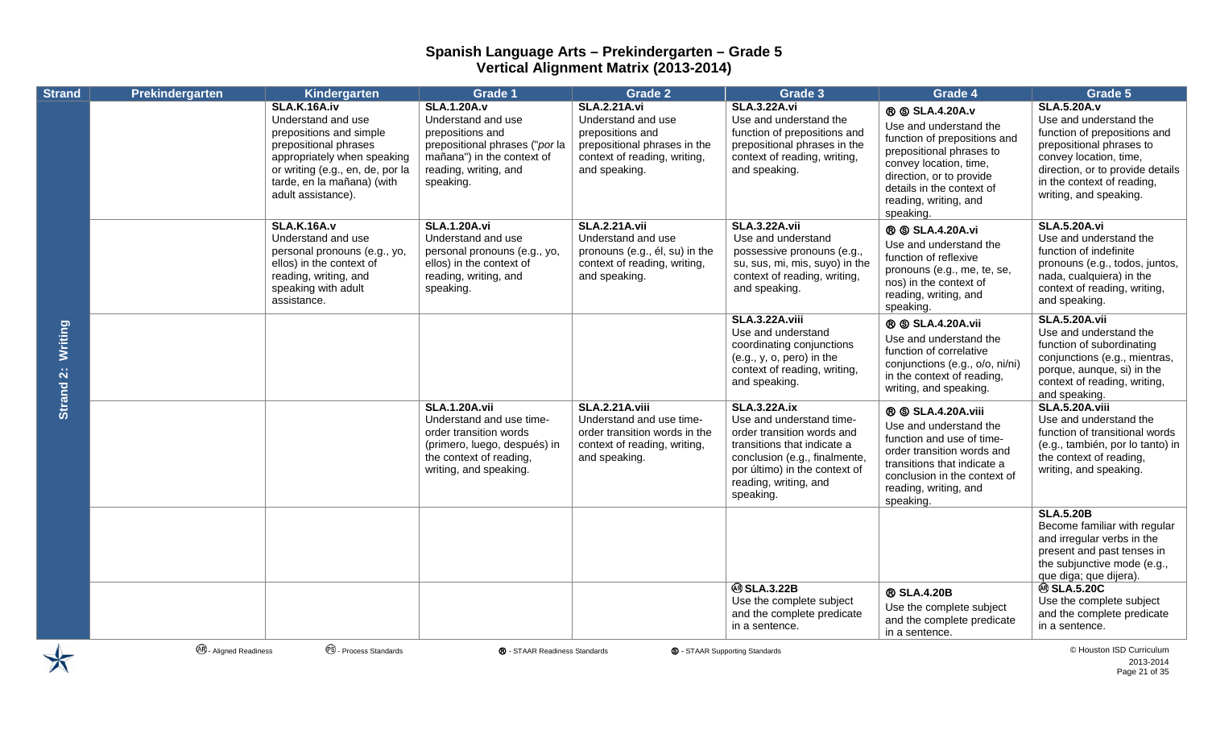# Spanish Language Arts – Prekindergarten – Grade 5
## Vertical Alignment Matrix (2013-2014)

| Strand | Prekindergarten | Kindergarten | Grade 1 | Grade 2 | Grade 3 | Grade 4 | Grade 5 |
|---|---|---|---|---|---|---|---|
| Strand 2: Writing | | **SLA.K.16A.iv** Understand and use prepositions and simple prepositional phrases appropriately when speaking or writing (e.g., en, de, por la tarde, en la mañana) (with adult assistance). | **SLA.1.20A.v** Understand and use prepositions and prepositional phrases ("*por* la mañana") in the context of reading, writing, and speaking. | **SLA.2.21A.vi** Understand and use prepositions and prepositional phrases in the context of reading, writing, and speaking. | **SLA.3.22A.vi** Use and understand the function of prepositions and prepositional phrases in the context of reading, writing, and speaking. | Ⓡ Ⓢ **SLA.4.20A.v** Use and understand the function of prepositions and prepositional phrases to convey location, time, direction, or to provide details in the context of reading, writing, and speaking. | **SLA.5.20A.v** Use and understand the function of prepositions and prepositional phrases to convey location, time, direction, or to provide details in the context of reading, writing, and speaking. |
| | | **SLA.K.16A.v** Understand and use personal pronouns (e.g., yo, ellos) in the context of reading, writing, and speaking with adult assistance. | **SLA.1.20A.vi** Understand and use personal pronouns (e.g., yo, ellos) in the context of reading, writing, and speaking. | **SLA.2.21A.vii** Understand and use pronouns (e.g., él, su) in the context of reading, writing, and speaking. | **SLA.3.22A.vii** Use and understand possessive pronouns (e.g., su, sus, mi, mis, suyo) in the context of reading, writing, and speaking. | Ⓡ Ⓢ **SLA.4.20A.vi** Use and understand the function of reflexive pronouns (e.g., me, te, se, nos) in the context of reading, writing, and speaking. | **SLA.5.20A.vi** Use and understand the function of indefinite pronouns (e.g., todos, juntos, nada, cualquiera) in the context of reading, writing, and speaking. |
| | | | | | **SLA.3.22A.viii** Use and understand coordinating conjunctions (e.g., y, o, pero) in the context of reading, writing, and speaking. | Ⓡ Ⓢ **SLA.4.20A.vii** Use and understand the function of correlative conjunctions (e.g., o/o, ni/ni) in the context of reading, writing, and speaking. | **SLA.5.20A.vii** Use and understand the function of subordinating conjunctions (e.g., mientras, porque, aunque, si) in the context of reading, writing, and speaking. |
| | | | **SLA.1.20A.vii** Understand and use time-order transition words (primero, luego, después) in the context of reading, writing, and speaking. | **SLA.2.21A.viii** Understand and use time-order transition words in the context of reading, writing, and speaking. | **SLA.3.22A.ix** Use and understand time-order transition words and transitions that indicate a conclusion (e.g., finalmente, por último) in the context of reading, writing, and speaking. | Ⓡ Ⓢ **SLA.4.20A.viii** Use and understand the function and use of time-order transition words and transitions that indicate a conclusion in the context of reading, writing, and speaking. | **SLA.5.20A.viii** Use and understand the function of transitional words (e.g., también, por lo tanto) in the context of reading, writing, and speaking. |
| | | | | | | | **SLA.5.20B** Become familiar with regular and irregular verbs in the present and past tenses in the subjunctive mode (e.g., que diga; que dijera). |
| | | | | | Ⓐⓡ **SLA.3.22B** Use the complete subject and the complete predicate in a sentence. | Ⓡ **SLA.4.20B** Use the complete subject and the complete predicate in a sentence. | Ⓐⓡ **SLA.5.20C** Use the complete subject and the complete predicate in a sentence. |

Ⓐⓡ - Aligned Readiness Ⓟⓢ - Process Standards Ⓡ - STAAR Readiness Standards Ⓢ - STAAR Supporting Standards

© Houston ISD Curriculum 2013-2014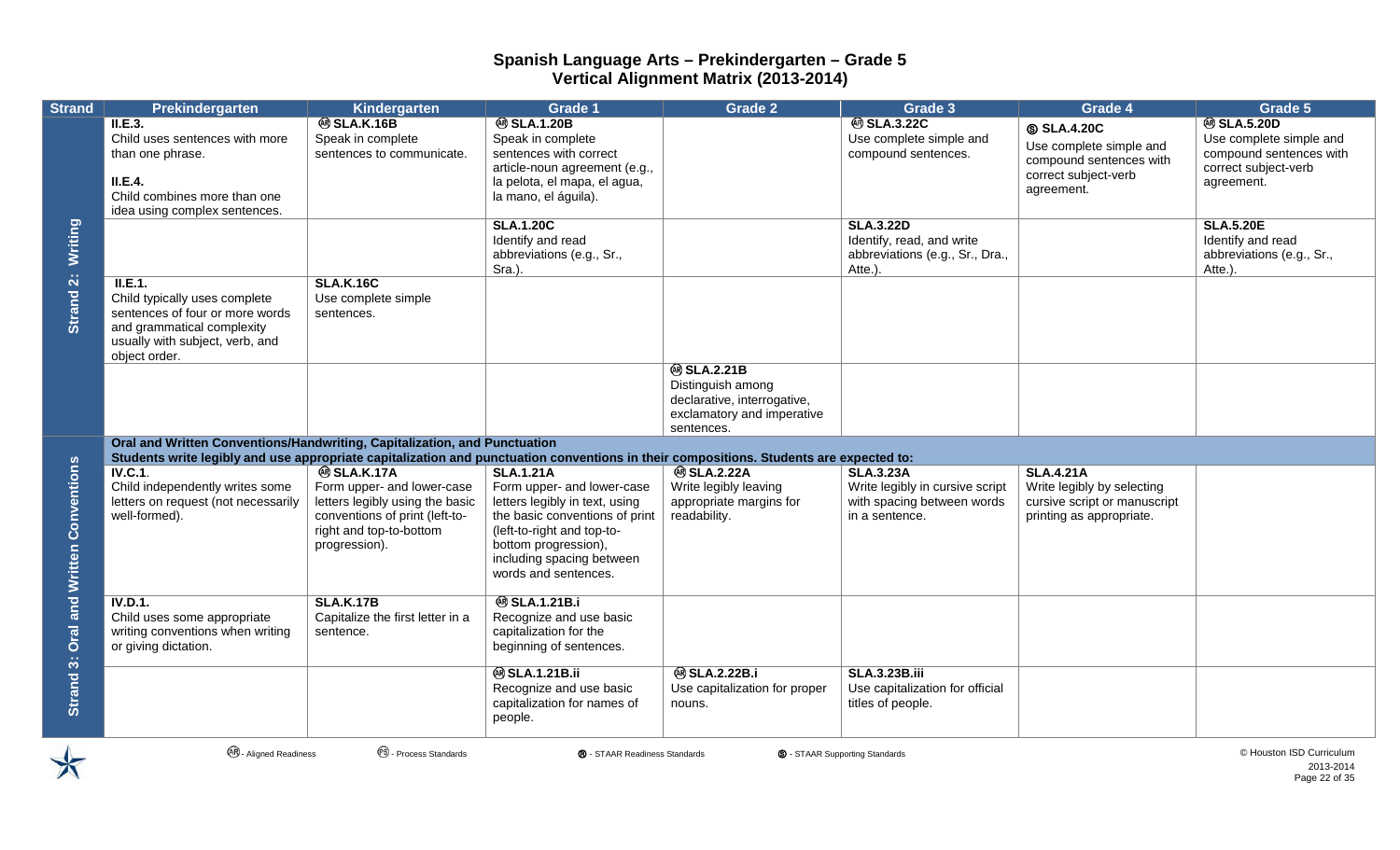# Spanish Language Arts – Prekindergarten – Grade 5
# Vertical Alignment Matrix (2013-2014)

| Strand | Prekindergarten | Kindergarten | Grade 1 | Grade 2 | Grade 3 | Grade 4 | Grade 5 |
|---|---|---|---|---|---|---|---|
| Strand 2: Writing | **II.E.3.** Child uses sentences with more than one phrase. **II.E.4.** Child combines more than one idea using complex sentences. | Ⓐⓡ **SLA.K.16B** Speak in complete sentences to communicate. | Ⓐⓡ **SLA.1.20B** Speak in complete sentences with correct article-noun agreement (e.g., la pelota, el mapa, el agua, la mano, el águila). | | Ⓐⓡ **SLA.3.22C** Use complete simple and compound sentences. | Ⓢ **SLA.4.20C** Use complete simple and compound sentences with correct subject-verb agreement. | Ⓐⓡ **SLA.5.20D** Use complete simple and compound sentences with correct subject-verb agreement. |
| | | | **SLA.1.20C** Identify and read abbreviations (e.g., Sr., Sra.). | | **SLA.3.22D** Identify, read, and write abbreviations (e.g., Sr., Dra., Atte.). | | **SLA.5.20E** Identify and read abbreviations (e.g., Sr., Atte.). |
| | **II.E.1.** Child typically uses complete sentences of four or more words and grammatical complexity usually with subject, verb, and object order. | **SLA.K.16C** Use complete simple sentences. | | | | | |
| | | | | Ⓐⓡ **SLA.2.21B** Distinguish among declarative, interrogative, exclamatory and imperative sentences. | | | |
| Strand 3: Oral and Written Conventions | **Oral and Written Conventions/Handwriting, Capitalization, and Punctuation** Students write legibly and use appropriate capitalization and punctuation conventions in their compositions. Students are expected to: | | | | | | |
| | **IV.C.1.** Child independently writes some letters on request (not necessarily well-formed). | Ⓐⓡ **SLA.K.17A** Form upper- and lower-case letters legibly using the basic conventions of print (left-to-right and top-to-bottom progression). | **SLA.1.21A** Form upper- and lower-case letters legibly in text, using the basic conventions of print (left-to-right and top-to-bottom progression), including spacing between words and sentences. | Ⓐⓡ **SLA.2.22A** Write legibly leaving appropriate margins for readability. | **SLA.3.23A** Write legibly in cursive script with spacing between words in a sentence. | **SLA.4.21A** Write legibly by selecting cursive script or manuscript printing as appropriate. | |
| | **IV.D.1.** Child uses some appropriate writing conventions when writing or giving dictation. | **SLA.K.17B** Capitalize the first letter in a sentence. | Ⓐⓡ **SLA.1.21B.i** Recognize and use basic capitalization for the beginning of sentences. | | | | |
| | | | Ⓐⓡ **SLA.1.21B.ii** Recognize and use basic capitalization for names of people. | Ⓐⓡ **SLA.2.22B.i** Use capitalization for proper nouns. | **SLA.3.23B.iii** Use capitalization for official titles of people. | | |

Ⓐⓡ - Aligned Readiness  Ⓟⓢ - Process Standards  Ⓡ - STAAR Readiness Standards  Ⓢ - STAAR Supporting Standards

© Houston ISD Curriculum 2013-2014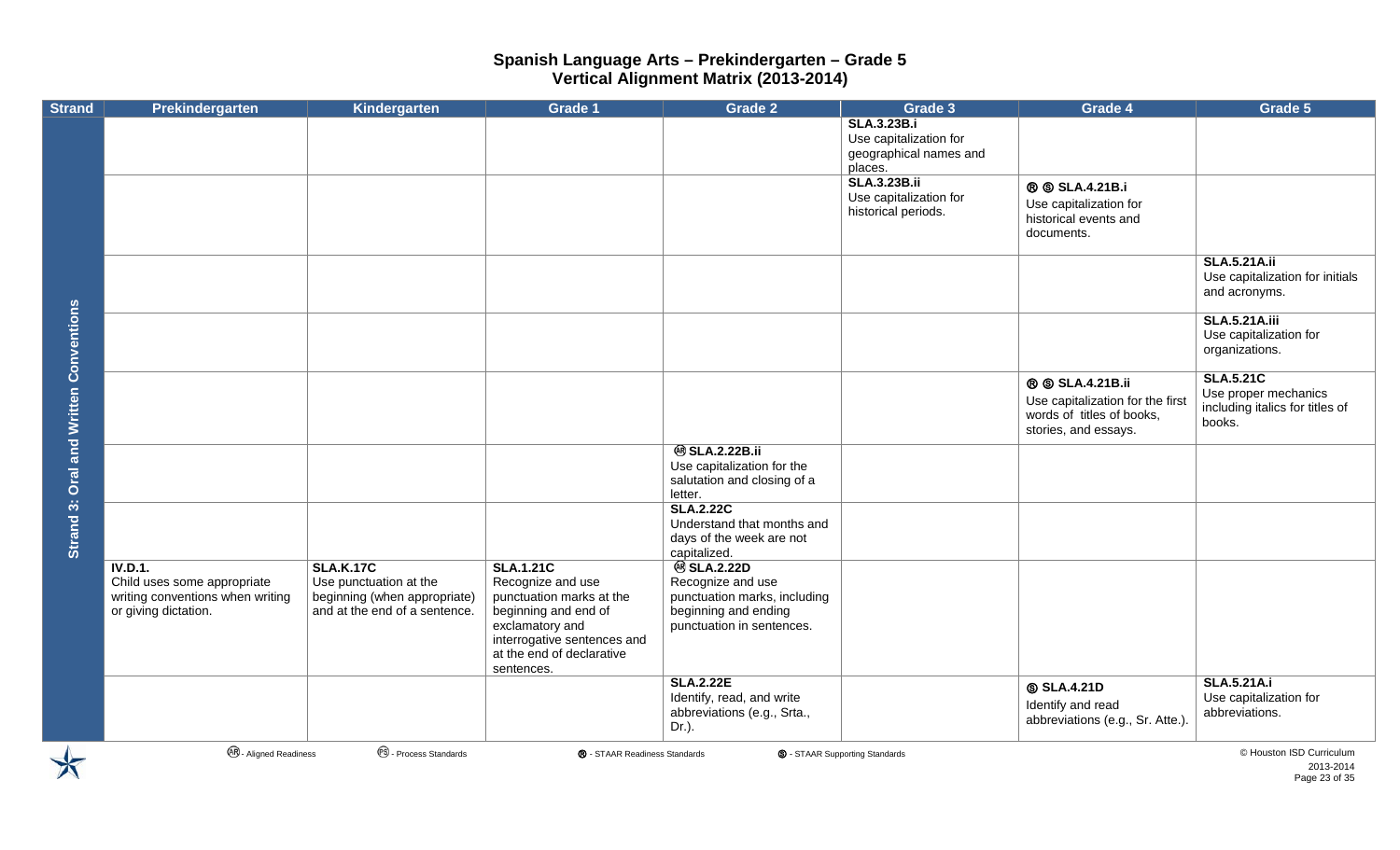# Spanish Language Arts – Prekindergarten – Grade 5
## Vertical Alignment Matrix (2013-2014)

| Strand | Prekindergarten | Kindergarten | Grade 1 | Grade 2 | Grade 3 | Grade 4 | Grade 5 |
|---|---|---|---|---|---|---|---|
| Strand 3: Oral and Written Conventions | | | | | **SLA.3.23B.i** Use capitalization for geographical names and places. | | |
| | | | | | **SLA.3.23B.ii** Use capitalization for historical periods. | Ⓡ Ⓢ **SLA.4.21B.i** Use capitalization for historical events and documents. | |
| | | | | | | | **SLA.5.21A.ii** Use capitalization for initials and acronyms. |
| | | | | | | | **SLA.5.21A.iii** Use capitalization for organizations. |
| | | | | | | Ⓡ Ⓢ **SLA.4.21B.ii** Use capitalization for the first words of titles of books, stories, and essays. | **SLA.5.21C** Use proper mechanics including italics for titles of books. |
| | | | | (AR) **SLA.2.22B.ii** Use capitalization for the salutation and closing of a letter. | | | |
| | | | | **SLA.2.22C** Understand that months and days of the week are not capitalized. | | | |
| | **IV.D.1.** Child uses some appropriate writing conventions when writing or giving dictation. | **SLA.K.17C** Use punctuation at the beginning (when appropriate) and at the end of a sentence. | **SLA.1.21C** Recognize and use punctuation marks at the beginning and end of exclamatory and interrogative sentences and at the end of declarative sentences. | (AR) **SLA.2.22D** Recognize and use punctuation marks, including beginning and ending punctuation in sentences. | | | |
| | | | | **SLA.2.22E** Identify, read, and write abbreviations (e.g., Srta., Dr.). | | Ⓢ **SLA.4.21D** Identify and read abbreviations (e.g., Sr. Atte.). | **SLA.5.21A.i** Use capitalization for abbreviations. |

(AR) - Aligned Readiness (PS) - Process Standards Ⓡ - STAAR Readiness Standards Ⓢ - STAAR Supporting Standards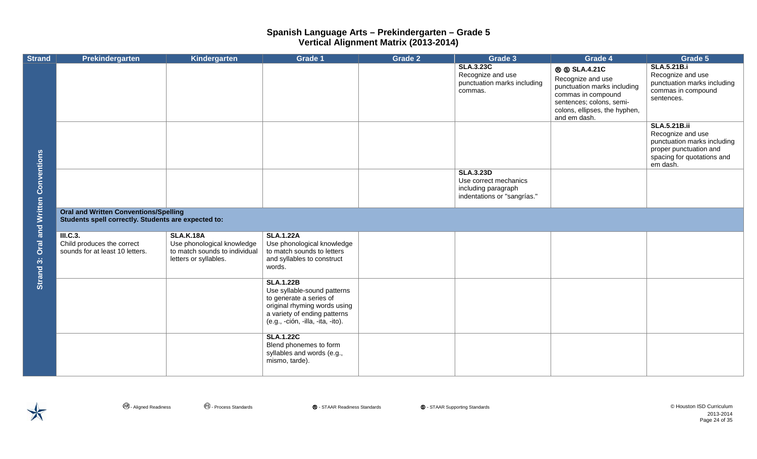# Spanish Language Arts – Prekindergarten – Grade 5
## Vertical Alignment Matrix (2013-2014)

| Strand | Prekindergarten | Kindergarten | Grade 1 | Grade 2 | Grade 3 | Grade 4 | Grade 5 |
|---|---|---|---|---|---|---|---|
| Strand 3: Oral and Written Conventions | | | | | **SLA.3.23C** Recognize and use punctuation marks including commas. | Ⓡ Ⓢ **SLA.4.21C** Recognize and use punctuation marks including commas in compound sentences; colons, semi-colons, ellipses, the hyphen, and em dash. | **SLA.5.21B.i** Recognize and use punctuation marks including commas in compound sentences. |
| | | | | | | | **SLA.5.21B.ii** Recognize and use punctuation marks including proper punctuation and spacing for quotations and em dash. |
| | | | | | **SLA.3.23D** Use correct mechanics including paragraph indentations or "sangrías." | | |
| | **Oral and Written Conventions/Spelling** Students spell correctly. Students are expected to: | | | | | | |
| | **III.C.3.** Child produces the correct sounds for at least 10 letters. | **SLA.K.18A** Use phonological knowledge to match sounds to individual letters or syllables. | **SLA.1.22A** Use phonological knowledge to match sounds to letters and syllables to construct words. | | | | |
| | | | **SLA.1.22B** Use syllable-sound patterns to generate a series of original rhyming words using a variety of ending patterns (e.g., -ción, -illa, -ita, -ito). | | | | |
| | | | **SLA.1.22C** Blend phonemes to form syllables and words (e.g., mismo, tarde). | | | | |

Ⓐ - Aligned Readiness   Ⓟ - Process Standards   Ⓡ - STAAR Readiness Standards   Ⓢ - STAAR Supporting Standards

© Houston ISD Curriculum 2013-2014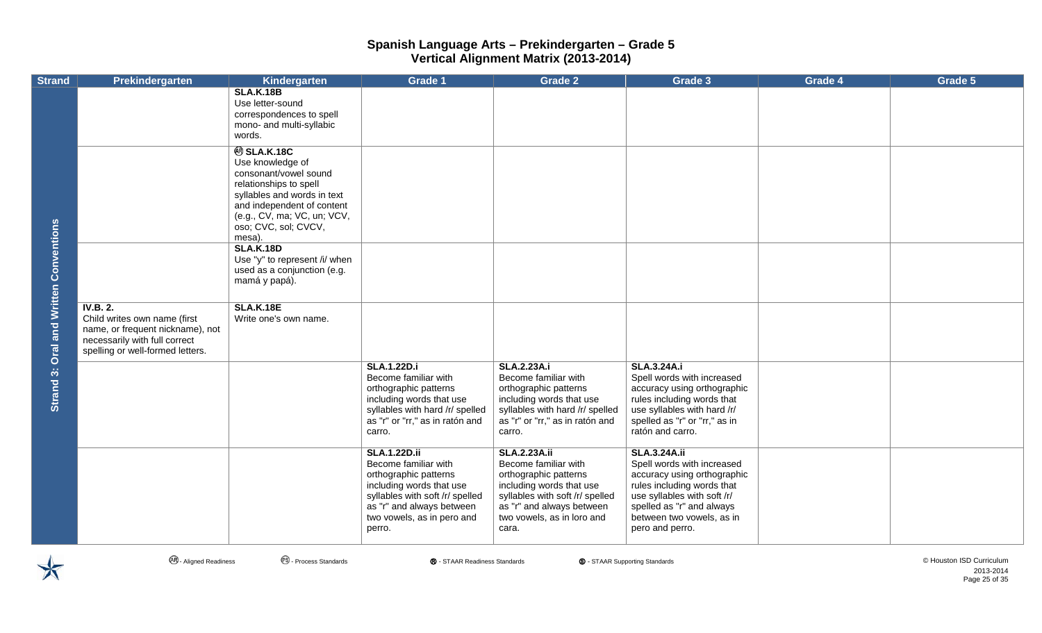# Spanish Language Arts – Prekindergarten – Grade 5
## Vertical Alignment Matrix (2013-2014)

| Strand | Prekindergarten | Kindergarten | Grade 1 | Grade 2 | Grade 3 | Grade 4 | Grade 5 |
|---|---|---|---|---|---|---|---|
| Strand 3: Oral and Written Conventions | | **SLA.K.18B** Use letter-sound correspondences to spell mono- and multi-syllabic words. | | | | | |
| | | (AR) **SLA.K.18C** Use knowledge of consonant/vowel sound relationships to spell syllables and words in text and independent of content (e.g., CV, ma; VC, un; VCV, oso; CVC, sol; CVCV, mesa). | | | | | |
| | | **SLA.K.18D** Use "y" to represent /i/ when used as a conjunction (e.g. mamá y papá). | | | | | |
| | **IV.B. 2.** Child writes own name (first name, or frequent nickname), not necessarily with full correct spelling or well-formed letters. | **SLA.K.18E** Write one's own name. | | | | | |
| | | | **SLA.1.22D.i** Become familiar with orthographic patterns including words that use syllables with hard /r/ spelled as "r" or "rr," as in ratón and carro. | **SLA.2.23A.i** Become familiar with orthographic patterns including words that use syllables with hard /r/ spelled as "r" or "rr," as in ratón and carro. | **SLA.3.24A.i** Spell words with increased accuracy using orthographic rules including words that use syllables with hard /r/ spelled as "r" or "rr," as in ratón and carro. | | |
| | | | **SLA.1.22D.ii** Become familiar with orthographic patterns including words that use syllables with soft /r/ spelled as "r" and always between two vowels, as in pero and perro. | **SLA.2.23A.ii** Become familiar with orthographic patterns including words that use syllables with soft /r/ spelled as "r" and always between two vowels, as in loro and cara. | **SLA.3.24A.ii** Spell words with increased accuracy using orthographic rules including words that use syllables with soft /r/ spelled as "r" and always between two vowels, as in pero and perro. | | |

(AR) - Aligned Readiness (PS) - Process Standards (R) - STAAR Readiness Standards (S) - STAAR Supporting Standards

© Houston ISD Curriculum 2013-2014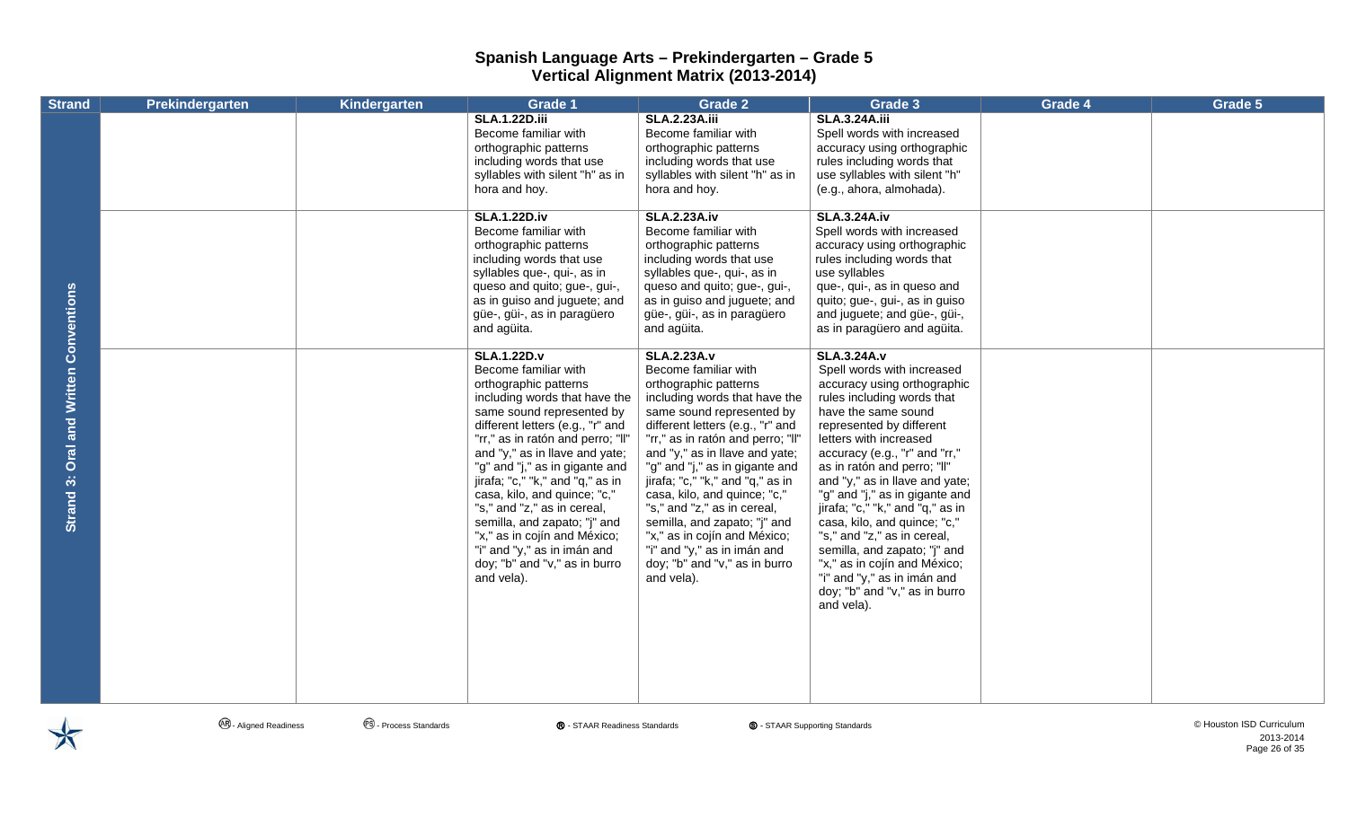# Spanish Language Arts – Prekindergarten – Grade 5
## Vertical Alignment Matrix (2013-2014)

| Strand | Prekindergarten | Kindergarten | Grade 1 | Grade 2 | Grade 3 | Grade 4 | Grade 5 |
|---|---|---|---|---|---|---|---|
| Strand 3: Oral and Written Conventions | | | **SLA.1.22D.iii** Become familiar with orthographic patterns including words that use syllables with silent "h" as in hora and hoy. | **SLA.2.23A.iii** Become familiar with orthographic patterns including words that use syllables with silent "h" as in hora and hoy. | **SLA.3.24A.iii** Spell words with increased accuracy using orthographic rules including words that use syllables with silent "h" (e.g., ahora, almohada). | | |
| | | | **SLA.1.22D.iv** Become familiar with orthographic patterns including words that use syllables que-, qui-, as in queso and quito; gue-, gui-, as in guiso and juguete; and güe-, güi-, as in paragüero and agüita. | **SLA.2.23A.iv** Become familiar with orthographic patterns including words that use syllables que-, qui-, as in queso and quito; gue-, gui-, as in guiso and juguete; and güe-, güi-, as in paragüero and agüita. | **SLA.3.24A.iv** Spell words with increased accuracy using orthographic rules including words that use syllables que-, qui-, as in queso and quito; gue-, gui-, as in guiso and juguete; and güe-, güi-, as in paragüero and agüita. | | |
| | | | **SLA.1.22D.v** Become familiar with orthographic patterns including words that have the same sound represented by different letters (e.g., "r" and "rr," as in ratón and perro; "ll" and "y," as in llave and yate; "g" and "j," as in gigante and jirafa; "c," "k," and "q," as in casa, kilo, and quince; "c," "s," and "z," as in cereal, semilla, and zapato; "j" and "x," as in cojín and México; "i" and "y," as in imán and doy; "b" and "v," as in burro and vela). | **SLA.2.23A.v** Become familiar with orthographic patterns including words that have the same sound represented by different letters (e.g., "r" and "rr," as in ratón and perro; "ll" and "y," as in llave and yate; "g" and "j," as in gigante and jirafa; "c," "k," and "q," as in casa, kilo, and quince; "c," "s," and "z," as in cereal, semilla, and zapato; "j" and "x," as in cojín and México; "i" and "y," as in imán and doy; "b" and "v," as in burro and vela). | **SLA.3.24A.v** Spell words with increased accuracy using orthographic rules including words that have the same sound represented by different letters with increased accuracy (e.g., "r" and "rr," as in ratón and perro; "ll" and "y," as in llave and yate; "g" and "j," as in gigante and jirafa; "c," "k," and "q," as in casa, kilo, and quince; "c," "s," and "z," as in cereal, semilla, and zapato; "j" and "x," as in cojín and México; "i" and "y," as in imán and doy; "b" and "v," as in burro and vela). | | |

AR - Aligned Readiness   PS - Process Standards   R - STAAR Readiness Standards   S - STAAR Supporting Standards

© Houston ISD Curriculum 2013-2014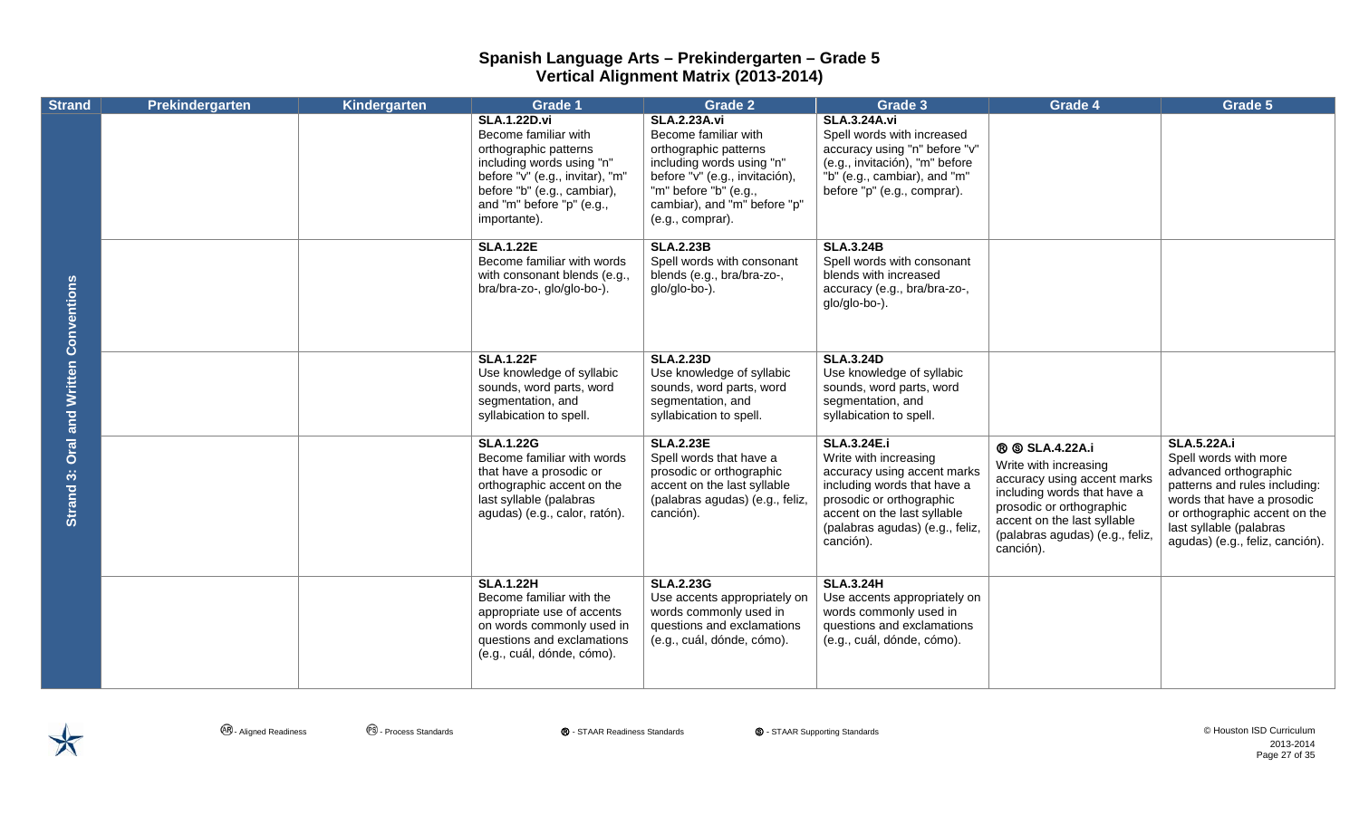# Spanish Language Arts – Prekindergarten – Grade 5
## Vertical Alignment Matrix (2013-2014)

| Strand | Prekindergarten | Kindergarten | Grade 1 | Grade 2 | Grade 3 | Grade 4 | Grade 5 |
|---|---|---|---|---|---|---|---|
| Strand 3: Oral and Written Conventions | | | **SLA.1.22D.vi** Become familiar with orthographic patterns including words using "n" before "v" (e.g., invitar), "m" before "b" (e.g., cambiar), and "m" before "p" (e.g., importante). | **SLA.2.23A.vi** Become familiar with orthographic patterns including words using "n" before "v" (e.g., invitación), "m" before "b" (e.g., cambiar), and "m" before "p" (e.g., comprar). | **SLA.3.24A.vi** Spell words with increased accuracy using "n" before "v" (e.g., invitación), "m" before "b" (e.g., cambiar), and "m" before "p" (e.g., comprar). | | |
| | | | **SLA.1.22E** Become familiar with words with consonant blends (e.g., bra/bra-zo-, glo/glo-bo-). | **SLA.2.23B** Spell words with consonant blends (e.g., bra/bra-zo-, glo/glo-bo-). | **SLA.3.24B** Spell words with consonant blends with increased accuracy (e.g., bra/bra-zo-, glo/glo-bo-). | | |
| | | | **SLA.1.22F** Use knowledge of syllabic sounds, word parts, word segmentation, and syllabication to spell. | **SLA.2.23D** Use knowledge of syllabic sounds, word parts, word segmentation, and syllabication to spell. | **SLA.3.24D** Use knowledge of syllabic sounds, word parts, word segmentation, and syllabication to spell. | | |
| | | | **SLA.1.22G** Become familiar with words that have a prosodic or orthographic accent on the last syllable (palabras agudas) (e.g., calor, ratón). | **SLA.2.23E** Spell words that have a prosodic or orthographic accent on the last syllable (palabras agudas) (e.g., feliz, canción). | **SLA.3.24E.i** Write with increasing accuracy using accent marks including words that have a prosodic or orthographic accent on the last syllable (palabras agudas) (e.g., feliz, canción). | **Ⓡ Ⓢ SLA.4.22A.i** Write with increasing accuracy using accent marks including words that have a prosodic or orthographic accent on the last syllable (palabras agudas) (e.g., feliz, canción). | **SLA.5.22A.i** Spell words with more advanced orthographic patterns and rules including: words that have a prosodic or orthographic accent on the last syllable (palabras agudas) (e.g., feliz, canción). |
| | | | **SLA.1.22H** Become familiar with the appropriate use of accents on words commonly used in questions and exclamations (e.g., cuál, dónde, cómo). | **SLA.2.23G** Use accents appropriately on words commonly used in questions and exclamations (e.g., cuál, dónde, cómo). | **SLA.3.24H** Use accents appropriately on words commonly used in questions and exclamations (e.g., cuál, dónde, cómo). | | |

Ⓐ - Aligned Readiness Ⓟ - Process Standards Ⓡ - STAAR Readiness Standards Ⓢ - STAAR Supporting Standards

© Houston ISD Curriculum 2013-2014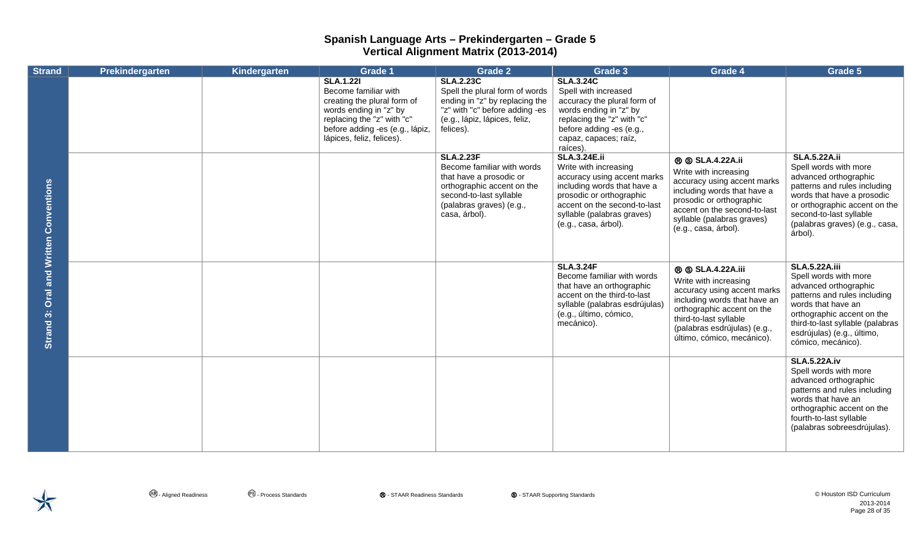# Spanish Language Arts – Prekindergarten – Grade 5
## Vertical Alignment Matrix (2013-2014)

| Strand | Prekindergarten | Kindergarten | Grade 1 | Grade 2 | Grade 3 | Grade 4 | Grade 5 |
|---|---|---|---|---|---|---|---|
| Strand 3: Oral and Written Conventions | | | **SLA.1.22I** Become familiar with creating the plural form of words ending in "z" by replacing the "z" with "c" before adding -es (e.g., lápiz, lápices, feliz, felices). | **SLA.2.23C** Spell the plural form of words ending in "z" by replacing the "z" with "c" before adding -es (e.g., lápiz, lápices, feliz, felices). | **SLA.3.24C** Spell with increased accuracy the plural form of words ending in "z" by replacing the "z" with "c" before adding -es (e.g., capaz, capaces; raíz, raíces). | | |
| | | | | **SLA.2.23F** Become familiar with words that have a prosodic or orthographic accent on the second-to-last syllable (palabras graves) (e.g., casa, árbol). | **SLA.3.24E.ii** Write with increasing accuracy using accent marks including words that have a prosodic or orthographic accent on the second-to-last syllable (palabras graves) (e.g., casa, árbol). | Ⓡ Ⓢ **SLA.4.22A.ii** Write with increasing accuracy using accent marks including words that have a prosodic or orthographic accent on the second-to-last syllable (palabras graves) (e.g., casa, árbol). | **SLA.5.22A.ii** Spell words with more advanced orthographic patterns and rules including words that have a prosodic or orthographic accent on the second-to-last syllable (palabras graves) (e.g., casa, árbol). |
| | | | | | **SLA.3.24F** Become familiar with words that have an orthographic accent on the third-to-last syllable (palabras esdrújulas) (e.g., último, cómico, mecánico). | Ⓡ Ⓢ **SLA.4.22A.iii** Write with increasing accuracy using accent marks including words that have an orthographic accent on the third-to-last syllable (palabras esdrújulas) (e.g., último, cómico, mecánico). | **SLA.5.22A.iii** Spell words with more advanced orthographic patterns and rules including words that have an orthographic accent on the third-to-last syllable (palabras esdrújulas) (e.g., último, cómico, mecánico). |
| | | | | | | | **SLA.5.22A.iv** Spell words with more advanced orthographic patterns and rules including words that have an orthographic accent on the fourth-to-last syllable (palabras sobreesdrújulas). |

(AR) - Aligned Readiness  (PS) - Process Standards  Ⓡ - STAAR Readiness Standards  Ⓢ - STAAR Supporting Standards

© Houston ISD Curriculum 2013-2014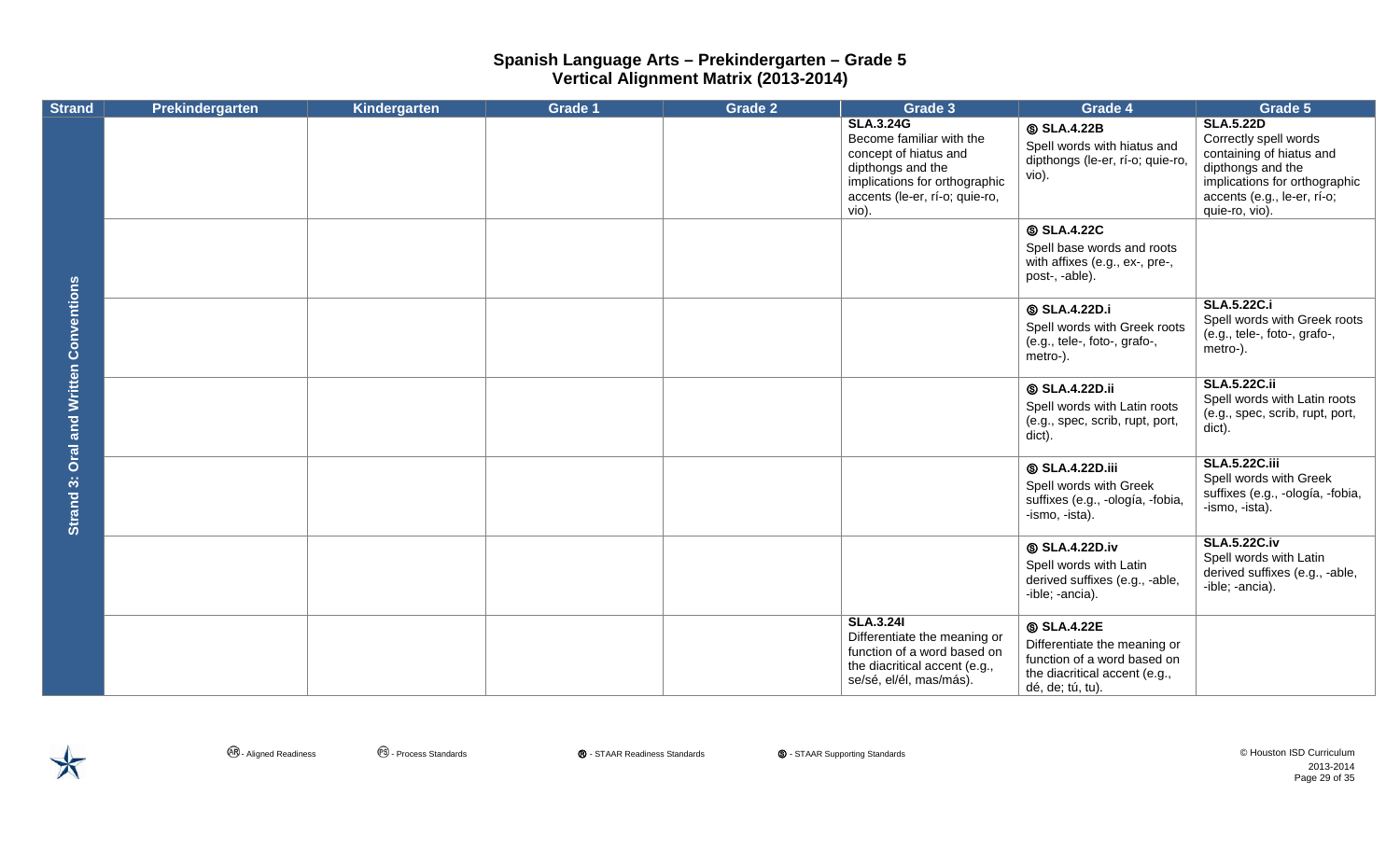# Spanish Language Arts – Prekindergarten – Grade 5
## Vertical Alignment Matrix (2013-2014)

| Strand | Prekindergarten | Kindergarten | Grade 1 | Grade 2 | Grade 3 | Grade 4 | Grade 5 |
|---|---|---|---|---|---|---|---|
| Strand 3: Oral and Written Conventions | | | | | **SLA.3.24G** Become familiar with the concept of hiatus and dipthongs and the implications for orthographic accents (le-er, rí-o; quie-ro, vio). | Ⓢ **SLA.4.22B** Spell words with hiatus and dipthongs (le-er, rí-o; quie-ro, vio). | **SLA.5.22D** Correctly spell words containing of hiatus and dipthongs and the implications for orthographic accents (e.g., le-er, rí-o; quie-ro, vio). |
| | | | | | | Ⓢ **SLA.4.22C** Spell base words and roots with affixes (e.g., ex-, pre-, post-, -able). | |
| | | | | | | Ⓢ **SLA.4.22D.i** Spell words with Greek roots (e.g., tele-, foto-, grafo-, metro-). | **SLA.5.22C.i** Spell words with Greek roots (e.g., tele-, foto-, grafo-, metro-). |
| | | | | | | Ⓢ **SLA.4.22D.ii** Spell words with Latin roots (e.g., spec, scrib, rupt, port, dict). | **SLA.5.22C.ii** Spell words with Latin roots (e.g., spec, scrib, rupt, port, dict). |
| | | | | | | Ⓢ **SLA.4.22D.iii** Spell words with Greek suffixes (e.g., -ología, -fobia, -ismo, -ista). | **SLA.5.22C.iii** Spell words with Greek suffixes (e.g., -ología, -fobia, -ismo, -ista). |
| | | | | | | Ⓢ **SLA.4.22D.iv** Spell words with Latin derived suffixes (e.g., -able, -ible; -ancia). | **SLA.5.22C.iv** Spell words with Latin derived suffixes (e.g., -able, -ible; -ancia). |
| | | | | | **SLA.3.24I** Differentiate the meaning or function of a word based on the diacritical accent (e.g., se/sé, el/él, mas/más). | Ⓢ **SLA.4.22E** Differentiate the meaning or function of a word based on the diacritical accent (e.g., dé, de; tú, tu). | |

Ⓐⓡ - Aligned Readiness Ⓟⓢ - Process Standards Ⓡ - STAAR Readiness Standards Ⓢ - STAAR Supporting Standards

© Houston ISD Curriculum 2013-2014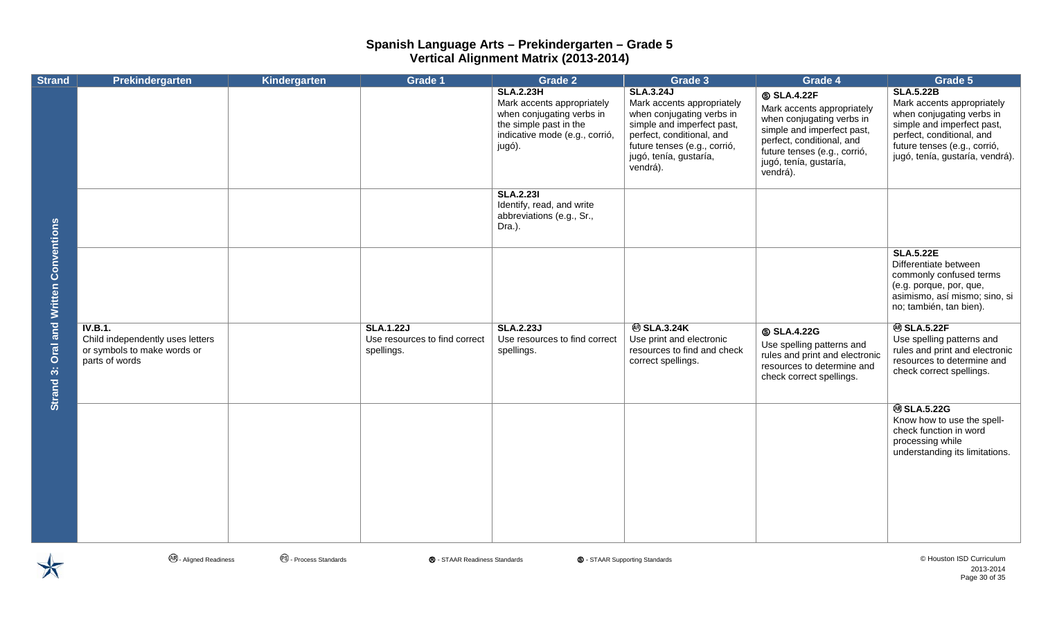# Spanish Language Arts – Prekindergarten – Grade 5
## Vertical Alignment Matrix (2013-2014)

| Strand | Prekindergarten | Kindergarten | Grade 1 | Grade 2 | Grade 3 | Grade 4 | Grade 5 |
|---|---|---|---|---|---|---|---|
| Strand 3: Oral and Written Conventions | | | | **SLA.2.23H** Mark accents appropriately when conjugating verbs in the simple past in the indicative mode (e.g., corrió, jugó). | **SLA.3.24J** Mark accents appropriately when conjugating verbs in simple and imperfect past, perfect, conditional, and future tenses (e.g., corrió, jugó, tenía, gustaría, vendrá). | Ⓢ **SLA.4.22F** Mark accents appropriately when conjugating verbs in simple and imperfect past, perfect, conditional, and future tenses (e.g., corrió, jugó, tenía, gustaría, vendrá). | **SLA.5.22B** Mark accents appropriately when conjugating verbs in simple and imperfect past, perfect, conditional, and future tenses (e.g., corrió, jugó, tenía, gustaría, vendrá). |
| | | | | **SLA.2.23I** Identify, read, and write abbreviations (e.g., Sr., Dra.). | | | |
| | | | | | | | **SLA.5.22E** Differentiate between commonly confused terms (e.g. porque, por, que, asimismo, así mismo; sino, si no; también, tan bien). |
| | **IV.B.1.** Child independently uses letters or symbols to make words or parts of words | | **SLA.1.22J** Use resources to find correct spellings. | **SLA.2.23J** Use resources to find correct spellings. | Ⓐⓡ **SLA.3.24K** Use print and electronic resources to find and check correct spellings. | Ⓢ **SLA.4.22G** Use spelling patterns and rules and print and electronic resources to determine and check correct spellings. | Ⓐⓡ **SLA.5.22F** Use spelling patterns and rules and print and electronic resources to determine and check correct spellings. |
| | | | | | | | Ⓐⓡ **SLA.5.22G** Know how to use the spell-check function in word processing while understanding its limitations. |

Ⓐⓡ - Aligned Readiness    Ⓟⓢ - Process Standards    Ⓡ - STAAR Readiness Standards    Ⓢ - STAAR Supporting Standards

© Houston ISD Curriculum 2013-2014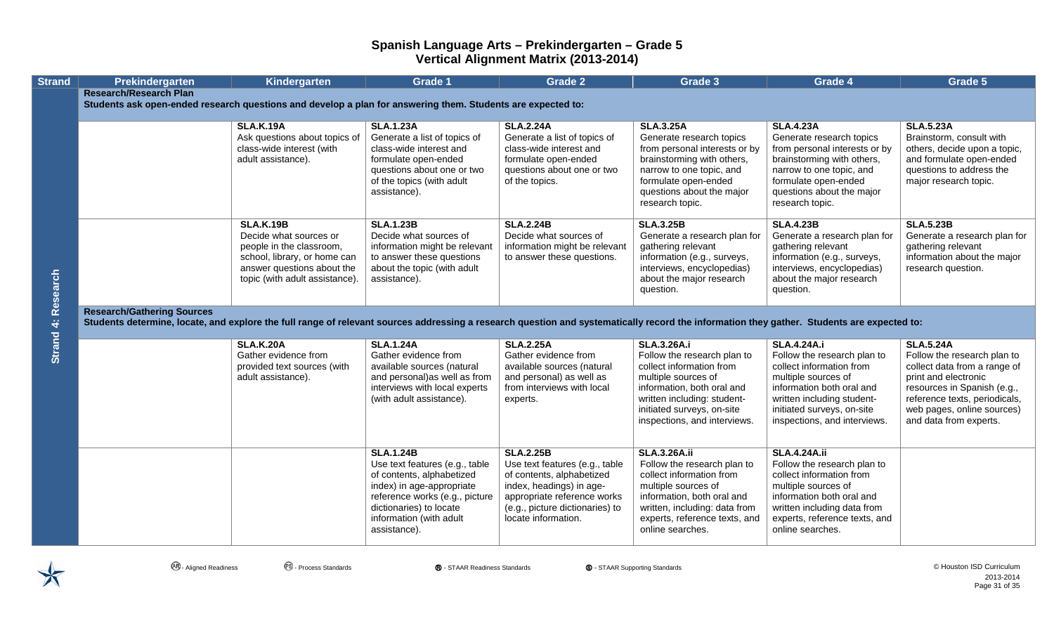# Spanish Language Arts – Prekindergarten – Grade 5
## Vertical Alignment Matrix (2013-2014)

| Strand | Prekindergarten | Kindergarten | Grade 1 | Grade 2 | Grade 3 | Grade 4 | Grade 5 |
|---|---|---|---|---|---|---|---|
| Strand 4: Research | **Research/Research Plan**<br>**Students ask open-ended research questions and develop a plan for answering them. Students are expected to:** | | | | | | |
| | | **SLA.K.19A**<br>Ask questions about topics of class-wide interest (with adult assistance). | **SLA.1.23A**<br>Generate a list of topics of class-wide interest and formulate open-ended questions about one or two of the topics (with adult assistance). | **SLA.2.24A**<br>Generate a list of topics of class-wide interest and formulate open-ended questions about one or two of the topics. | **SLA.3.25A**<br>Generate research topics from personal interests or by brainstorming with others, narrow to one topic, and formulate open-ended questions about the major research topic. | **SLA.4.23A**<br>Generate research topics from personal interests or by brainstorming with others, narrow to one topic, and formulate open-ended questions about the major research topic. | **SLA.5.23A**<br>Brainstorm, consult with others, decide upon a topic, and formulate open-ended questions to address the major research topic. |
| | | **SLA.K.19B**<br>Decide what sources or people in the classroom, school, library, or home can answer questions about the topic (with adult assistance). | **SLA.1.23B**<br>Decide what sources of information might be relevant to answer these questions about the topic (with adult assistance). | **SLA.2.24B**<br>Decide what sources of information might be relevant to answer these questions. | **SLA.3.25B**<br>Generate a research plan for gathering relevant information (e.g., surveys, interviews, encyclopedias) about the major research question. | **SLA.4.23B**<br>Generate a research plan for gathering relevant information (e.g., surveys, interviews, encyclopedias) about the major research question. | **SLA.5.23B**<br>Generate a research plan for gathering relevant information about the major research question. |
| | **Research/Gathering Sources**<br>**Students determine, locate, and explore the full range of relevant sources addressing a research question and systematically record the information they gather. Students are expected to:** | | | | | | |
| | | **SLA.K.20A**<br>Gather evidence from provided text sources (with adult assistance). | **SLA.1.24A**<br>Gather evidence from available sources (natural and personal)as well as from interviews with local experts (with adult assistance). | **SLA.2.25A**<br>Gather evidence from available sources (natural and personal) as well as from interviews with local experts. | **SLA.3.26A.i**<br>Follow the research plan to collect information from multiple sources of information, both oral and written including: student-initiated surveys, on-site inspections, and interviews. | **SLA.4.24A.i**<br>Follow the research plan to collect information from multiple sources of information both oral and written including student-initiated surveys, on-site inspections, and interviews. | **SLA.5.24A**<br>Follow the research plan to collect data from a range of print and electronic resources in Spanish (e.g., reference texts, periodicals, web pages, online sources) and data from experts. |
| | | | **SLA.1.24B**<br>Use text features (e.g., table of contents, alphabetized index) in age-appropriate reference works (e.g., picture dictionaries) to locate information (with adult assistance). | **SLA.2.25B**<br>Use text features (e.g., table of contents, alphabetized index, headings) in age-appropriate reference works (e.g., picture dictionaries) to locate information. | **SLA.3.26A.ii**<br>Follow the research plan to collect information from multiple sources of information, both oral and written, including: data from experts, reference texts, and online searches. | **SLA.4.24A.ii**<br>Follow the research plan to collect information from multiple sources of information both oral and written including data from experts, reference texts, and online searches. | |

AR - Aligned Readiness PS - Process Standards R - STAAR Readiness Standards S - STAAR Supporting Standards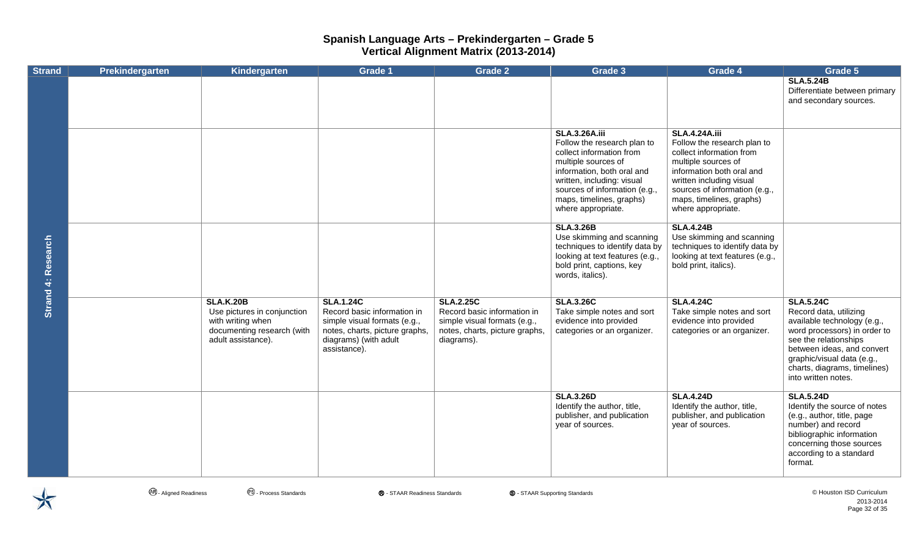# Spanish Language Arts – Prekindergarten – Grade 5
## Vertical Alignment Matrix (2013-2014)

| Strand | Prekindergarten | Kindergarten | Grade 1 | Grade 2 | Grade 3 | Grade 4 | Grade 5 |
|---|---|---|---|---|---|---|---|
| Strand 4: Research | | | | | | | **SLA.5.24B** Differentiate between primary and secondary sources. |
| | | | | | **SLA.3.26A.iii** Follow the research plan to collect information from multiple sources of information, both oral and written, including: visual sources of information (e.g., maps, timelines, graphs) where appropriate. | **SLA.4.24A.iii** Follow the research plan to collect information from multiple sources of information both oral and written including visual sources of information (e.g., maps, timelines, graphs) where appropriate. | |
| | | | | | **SLA.3.26B** Use skimming and scanning techniques to identify data by looking at text features (e.g., bold print, captions, key words, italics). | **SLA.4.24B** Use skimming and scanning techniques to identify data by looking at text features (e.g., bold print, italics). | |
| | | **SLA.K.20B** Use pictures in conjunction with writing when documenting research (with adult assistance). | **SLA.1.24C** Record basic information in simple visual formats (e.g., notes, charts, picture graphs, diagrams) (with adult assistance). | **SLA.2.25C** Record basic information in simple visual formats (e.g., notes, charts, picture graphs, diagrams). | **SLA.3.26C** Take simple notes and sort evidence into provided categories or an organizer. | **SLA.4.24C** Take simple notes and sort evidence into provided categories or an organizer. | **SLA.5.24C** Record data, utilizing available technology (e.g., word processors) in order to see the relationships between ideas, and convert graphic/visual data (e.g., charts, diagrams, timelines) into written notes. |
| | | | | | **SLA.3.26D** Identify the author, title, publisher, and publication year of sources. | **SLA.4.24D** Identify the author, title, publisher, and publication year of sources. | **SLA.5.24D** Identify the source of notes (e.g., author, title, page number) and record bibliographic information concerning those sources according to a standard format. |

AR - Aligned Readiness  PS - Process Standards  R - STAAR Readiness Standards  S - STAAR Supporting Standards

© Houston ISD Curriculum 2013-2014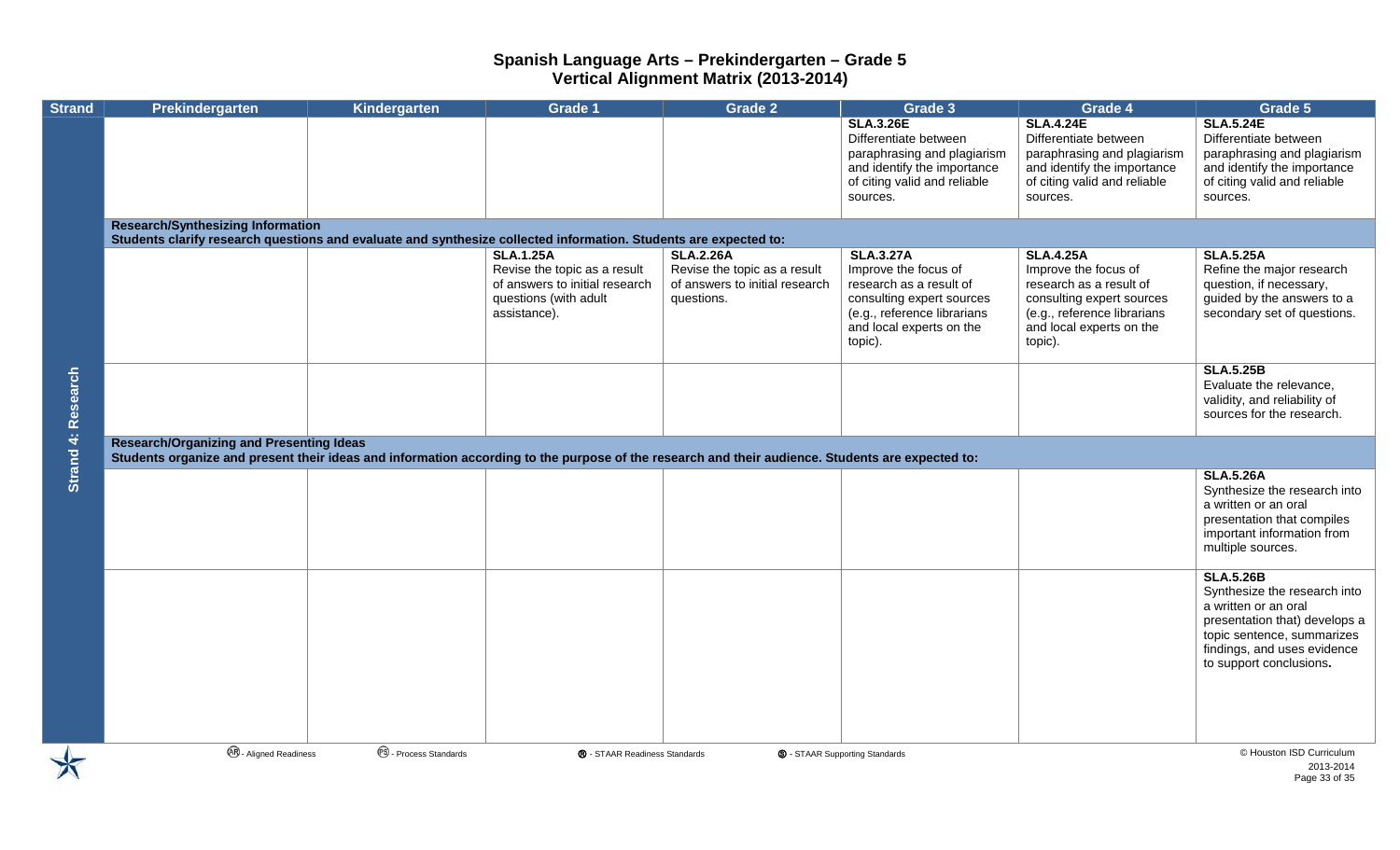# Spanish Language Arts – Prekindergarten – Grade 5
## Vertical Alignment Matrix (2013-2014)

| Strand | Prekindergarten | Kindergarten | Grade 1 | Grade 2 | Grade 3 | Grade 4 | Grade 5 |
|---|---|---|---|---|---|---|---|
| Strand 4: Research | | | | | **SLA.3.26E** Differentiate between paraphrasing and plagiarism and identify the importance of citing valid and reliable sources. | **SLA.4.24E** Differentiate between paraphrasing and plagiarism and identify the importance of citing valid and reliable sources. | **SLA.5.24E** Differentiate between paraphrasing and plagiarism and identify the importance of citing valid and reliable sources. |
| | **Research/Synthesizing Information** Students clarify research questions and evaluate and synthesize collected information. Students are expected to: | | | | | | |
| | | | **SLA.1.25A** Revise the topic as a result of answers to initial research questions (with adult assistance). | **SLA.2.26A** Revise the topic as a result of answers to initial research questions. | **SLA.3.27A** Improve the focus of research as a result of consulting expert sources (e.g., reference librarians and local experts on the topic). | **SLA.4.25A** Improve the focus of research as a result of consulting expert sources (e.g., reference librarians and local experts on the topic). | **SLA.5.25A** Refine the major research question, if necessary, guided by the answers to a secondary set of questions. |
| | | | | | | | **SLA.5.25B** Evaluate the relevance, validity, and reliability of sources for the research. |
| | **Research/Organizing and Presenting Ideas** Students organize and present their ideas and information according to the purpose of the research and their audience. Students are expected to: | | | | | | |
| | | | | | | | **SLA.5.26A** Synthesize the research into a written or an oral presentation that compiles important information from multiple sources. |
| | | | | | | | **SLA.5.26B** Synthesize the research into a written or an oral presentation that) develops a topic sentence, summarizes findings, and uses evidence to support conclusions**.** |

AR - Aligned Readiness PS - Process Standards R - STAAR Readiness Standards S - STAAR Supporting Standards

© Houston ISD Curriculum 2013-2014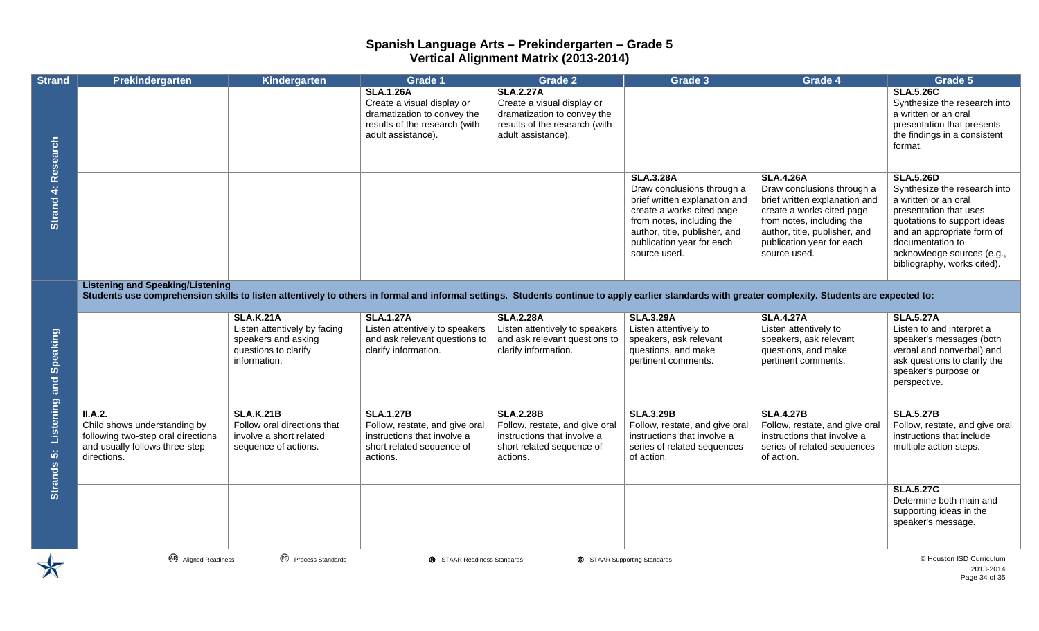# Spanish Language Arts – Prekindergarten – Grade 5
## Vertical Alignment Matrix (2013-2014)

| Strand | Prekindergarten | Kindergarten | Grade 1 | Grade 2 | Grade 3 | Grade 4 | Grade 5 |
|---|---|---|---|---|---|---|---|
| Strand 4: Research | | | **SLA.1.26A** Create a visual display or dramatization to convey the results of the research (with adult assistance). | **SLA.2.27A** Create a visual display or dramatization to convey the results of the research (with adult assistance). | | | **SLA.5.26C** Synthesize the research into a written or an oral presentation that presents the findings in a consistent format. |
| Strand 4: Research | | | | | **SLA.3.28A** Draw conclusions through a brief written explanation and create a works-cited page from notes, including the author, title, publisher, and publication year for each source used. | **SLA.4.26A** Draw conclusions through a brief written explanation and create a works-cited page from notes, including the author, title, publisher, and publication year for each source used. | **SLA.5.26D** Synthesize the research into a written or an oral presentation that uses quotations to support ideas and an appropriate form of documentation to acknowledge sources (e.g., bibliography, works cited). |
| Strands 5: Listening and Speaking | **Listening and Speaking/Listening** Students use comprehension skills to listen attentively to others in formal and informal settings. Students continue to apply earlier standards with greater complexity. Students are expected to: | | | | | | |
| Strands 5: Listening and Speaking | | **SLA.K.21A** Listen attentively by facing speakers and asking questions to clarify information. | **SLA.1.27A** Listen attentively to speakers and ask relevant questions to clarify information. | **SLA.2.28A** Listen attentively to speakers and ask relevant questions to clarify information. | **SLA.3.29A** Listen attentively to speakers, ask relevant questions, and make pertinent comments. | **SLA.4.27A** Listen attentively to speakers, ask relevant questions, and make pertinent comments. | **SLA.5.27A** Listen to and interpret a speaker's messages (both verbal and nonverbal) and ask questions to clarify the speaker's purpose or perspective. |
| Strands 5: Listening and Speaking | **II.A.2.** Child shows understanding by following two-step oral directions and usually follows three-step directions. | **SLA.K.21B** Follow oral directions that involve a short related sequence of actions. | **SLA.1.27B** Follow, restate, and give oral instructions that involve a short related sequence of actions. | **SLA.2.28B** Follow, restate, and give oral instructions that involve a short related sequence of actions. | **SLA.3.29B** Follow, restate, and give oral instructions that involve a series of related sequences of action. | **SLA.4.27B** Follow, restate, and give oral instructions that involve a series of related sequences of action. | **SLA.5.27B** Follow, restate, and give oral instructions that include multiple action steps. |
| Strands 5: Listening and Speaking | | | | | | | **SLA.5.27C** Determine both main and supporting ideas in the speaker's message. |

(AR) - Aligned Readiness (PS) - Process Standards (R) - STAAR Readiness Standards (S) - STAAR Supporting Standards

© Houston ISD Curriculum 2013-2014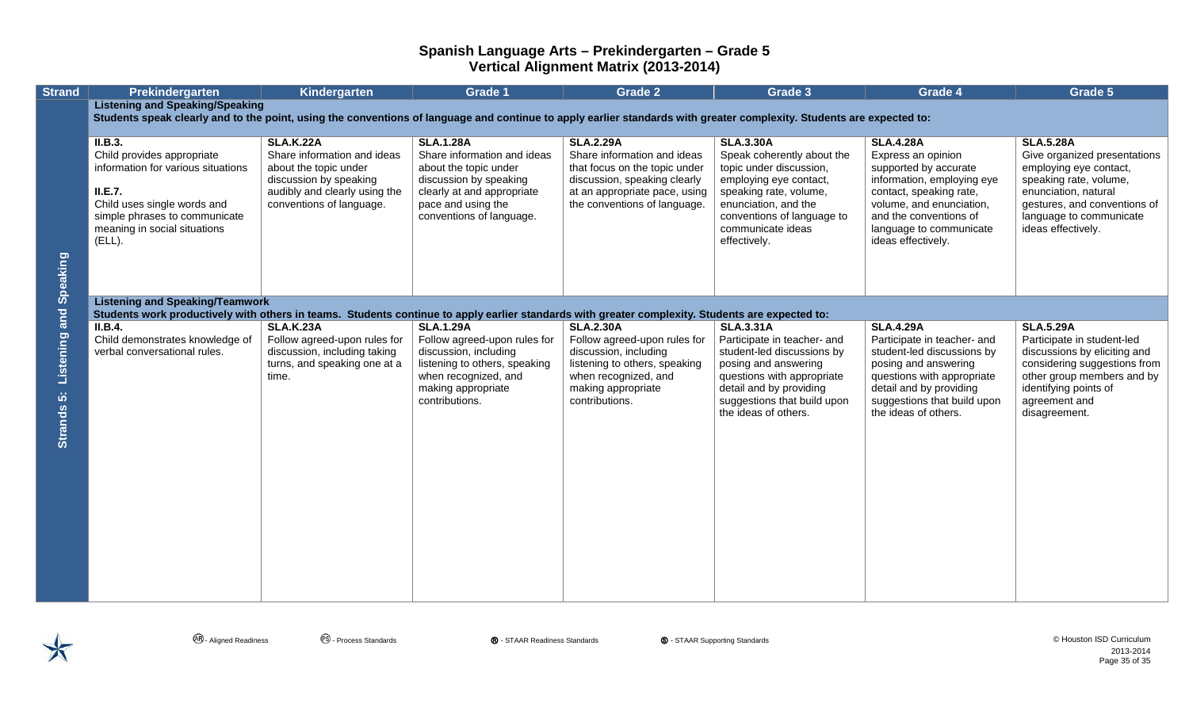# Spanish Language Arts – Prekindergarten – Grade 5
## Vertical Alignment Matrix (2013-2014)

| Strand | Prekindergarten | Kindergarten | Grade 1 | Grade 2 | Grade 3 | Grade 4 | Grade 5 |
|---|---|---|---|---|---|---|---|
| Strands 5: Listening and Speaking | **Listening and Speaking/Speaking** **Students speak clearly and to the point, using the conventions of language and continue to apply earlier standards with greater complexity. Students are expected to:** | | | | | | |
| | **II.B.3.** Child provides appropriate information for various situations **II.E.7.** Child uses single words and simple phrases to communicate meaning in social situations (ELL). | **SLA.K.22A** Share information and ideas about the topic under discussion by speaking audibly and clearly using the conventions of language. | **SLA.1.28A** Share information and ideas about the topic under discussion by speaking clearly at and appropriate pace and using the conventions of language. | **SLA.2.29A** Share information and ideas that focus on the topic under discussion, speaking clearly at an appropriate pace, using the conventions of language. | **SLA.3.30A** Speak coherently about the topic under discussion, employing eye contact, speaking rate, volume, enunciation, and the conventions of language to communicate ideas effectively. | **SLA.4.28A** Express an opinion supported by accurate information, employing eye contact, speaking rate, volume, and enunciation, and the conventions of language to communicate ideas effectively. | **SLA.5.28A** Give organized presentations employing eye contact, speaking rate, volume, enunciation, natural gestures, and conventions of language to communicate ideas effectively. |
| | **Listening and Speaking/Teamwork** **Students work productively with others in teams. Students continue to apply earlier standards with greater complexity. Students are expected to:** | | | | | | |
| | **II.B.4.** Child demonstrates knowledge of verbal conversational rules. | **SLA.K.23A** Follow agreed-upon rules for discussion, including taking turns, and speaking one at a time. | **SLA.1.29A** Follow agreed-upon rules for discussion, including listening to others, speaking when recognized, and making appropriate contributions. | **SLA.2.30A** Follow agreed-upon rules for discussion, including listening to others, speaking when recognized, and making appropriate contributions. | **SLA.3.31A** Participate in teacher- and student-led discussions by posing and answering questions with appropriate detail and by providing suggestions that build upon the ideas of others. | **SLA.4.29A** Participate in teacher- and student-led discussions by posing and answering questions with appropriate detail and by providing suggestions that build upon the ideas of others. | **SLA.5.29A** Participate in student-led discussions by eliciting and considering suggestions from other group members and by identifying points of agreement and disagreement. |

AR - Aligned Readiness  PS - Process Standards  R - STAAR Readiness Standards  S - STAAR Supporting Standards

© Houston ISD Curriculum 2013-2014